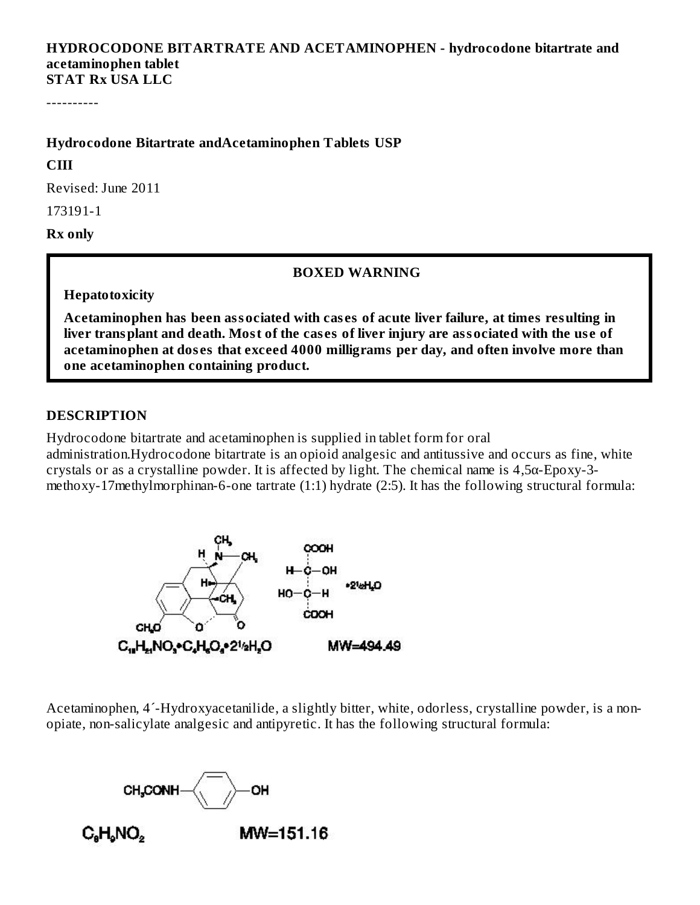**HYDROCODONE BITARTRATE AND ACETAMINOPHEN - hydrocodone bitartrate and acetaminophen tablet**
**STAT Rx USA LLC**

----------

**Hydrocodone Bitartrate andAcetaminophen Tablets USP**

**CIII**

Revised: June 2011

173191-1

**Rx only**

**BOXED WARNING**

**Hepatotoxicity**

**Acetaminophen has been associated with cases of acute liver failure, at times resulting in liver transplant and death. Most of the cases of liver injury are associated with the use of acetaminophen at doses that exceed 4000 milligrams per day, and often involve more than one acetaminophen containing product.**

## DESCRIPTION

Hydrocodone bitartrate and acetaminophen is supplied in tablet form for oral administration.Hydrocodone bitartrate is an opioid analgesic and antitussive and occurs as fine, white crystals or as a crystalline powder. It is affected by light. The chemical name is 4,5α-Epoxy-3-methoxy-17methylmorphinan-6-one tartrate (1:1) hydrate (2:5). It has the following structural formula:

$C_{18}H_{21}NO_3 \cdot C_4H_6O_6 \cdot 2\frac{1}{2}H_2O$ MW=494.49

Acetaminophen, 4´-Hydroxyacetanilide, a slightly bitter, white, odorless, crystalline powder, is a non-opiate, non-salicylate analgesic and antipyretic. It has the following structural formula:

$C_8H_9NO_2$ MW=151.16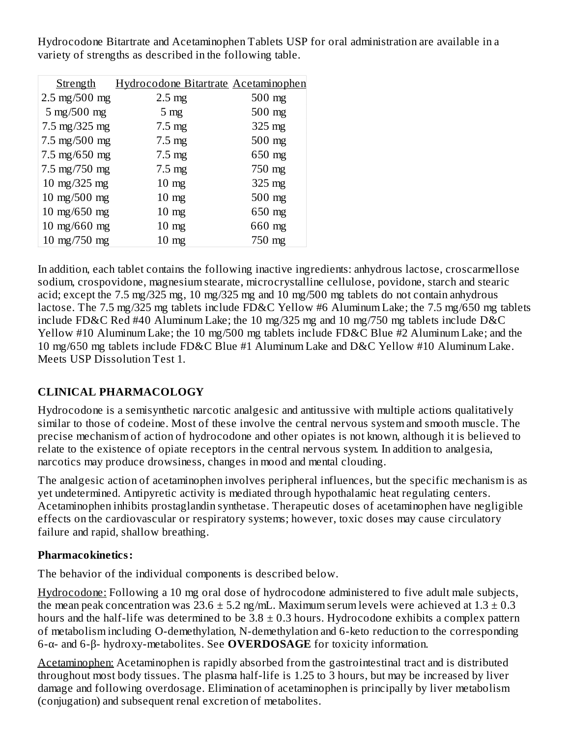Hydrocodone Bitartrate and Acetaminophen Tablets USP for oral administration are available in a variety of strengths as described in the following table.

| Strength | Hydrocodone Bitartrate | Acetaminophen |
|---|---|---|
| 2.5 mg/500 mg | 2.5 mg | 500 mg |
| 5 mg/500 mg | 5 mg | 500 mg |
| 7.5 mg/325 mg | 7.5 mg | 325 mg |
| 7.5 mg/500 mg | 7.5 mg | 500 mg |
| 7.5 mg/650 mg | 7.5 mg | 650 mg |
| 7.5 mg/750 mg | 7.5 mg | 750 mg |
| 10 mg/325 mg | 10 mg | 325 mg |
| 10 mg/500 mg | 10 mg | 500 mg |
| 10 mg/650 mg | 10 mg | 650 mg |
| 10 mg/660 mg | 10 mg | 660 mg |
| 10 mg/750 mg | 10 mg | 750 mg |

In addition, each tablet contains the following inactive ingredients: anhydrous lactose, croscarmellose sodium, crospovidone, magnesium stearate, microcrystalline cellulose, povidone, starch and stearic acid; except the 7.5 mg/325 mg, 10 mg/325 mg and 10 mg/500 mg tablets do not contain anhydrous lactose. The 7.5 mg/325 mg tablets include FD&C Yellow #6 Aluminum Lake; the 7.5 mg/650 mg tablets include FD&C Red #40 Aluminum Lake; the 10 mg/325 mg and 10 mg/750 mg tablets include D&C Yellow #10 Aluminum Lake; the 10 mg/500 mg tablets include FD&C Blue #2 Aluminum Lake; and the 10 mg/650 mg tablets include FD&C Blue #1 Aluminum Lake and D&C Yellow #10 Aluminum Lake. Meets USP Dissolution Test 1.

## CLINICAL PHARMACOLOGY

Hydrocodone is a semisynthetic narcotic analgesic and antitussive with multiple actions qualitatively similar to those of codeine. Most of these involve the central nervous system and smooth muscle. The precise mechanism of action of hydrocodone and other opiates is not known, although it is believed to relate to the existence of opiate receptors in the central nervous system. In addition to analgesia, narcotics may produce drowsiness, changes in mood and mental clouding.

The analgesic action of acetaminophen involves peripheral influences, but the specific mechanism is as yet undetermined. Antipyretic activity is mediated through hypothalamic heat regulating centers. Acetaminophen inhibits prostaglandin synthetase. Therapeutic doses of acetaminophen have negligible effects on the cardiovascular or respiratory systems; however, toxic doses may cause circulatory failure and rapid, shallow breathing.

### Pharmacokinetics:

The behavior of the individual components is described below.

Hydrocodone: Following a 10 mg oral dose of hydrocodone administered to five adult male subjects, the mean peak concentration was $23.6 \pm 5.2$ ng/mL. Maximum serum levels were achieved at $1.3 \pm 0.3$ hours and the half-life was determined to be $3.8 \pm 0.3$ hours. Hydrocodone exhibits a complex pattern of metabolism including O-demethylation, N-demethylation and 6-keto reduction to the corresponding 6-α- and 6-β- hydroxy-metabolites. See **OVERDOSAGE** for toxicity information.

Acetaminophen: Acetaminophen is rapidly absorbed from the gastrointestinal tract and is distributed throughout most body tissues. The plasma half-life is 1.25 to 3 hours, but may be increased by liver damage and following overdosage. Elimination of acetaminophen is principally by liver metabolism (conjugation) and subsequent renal excretion of metabolites.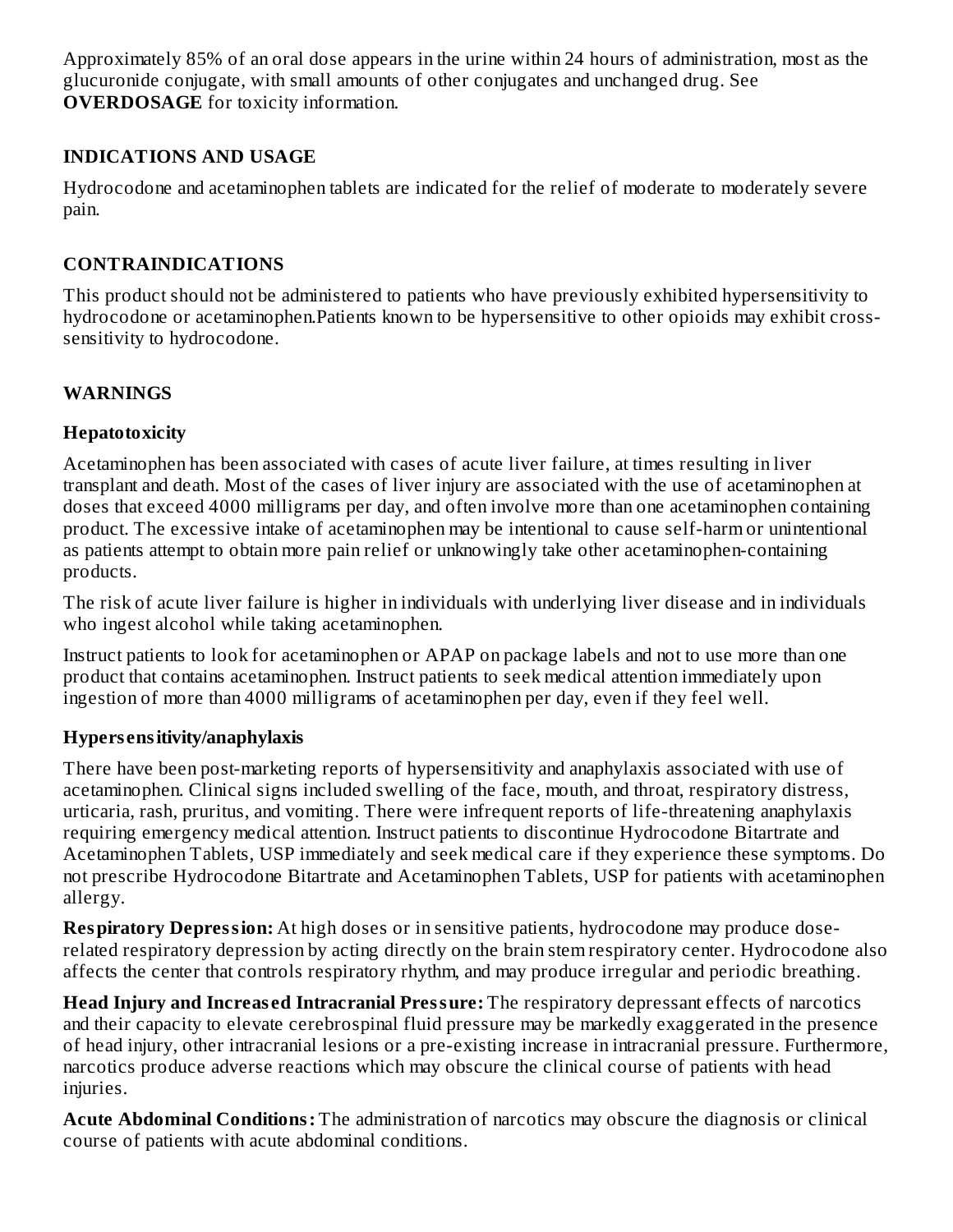Approximately 85% of an oral dose appears in the urine within 24 hours of administration, most as the glucuronide conjugate, with small amounts of other conjugates and unchanged drug. See **OVERDOSAGE** for toxicity information.

## INDICATIONS AND USAGE

Hydrocodone and acetaminophen tablets are indicated for the relief of moderate to moderately severe pain.

## CONTRAINDICATIONS

This product should not be administered to patients who have previously exhibited hypersensitivity to hydrocodone or acetaminophen.Patients known to be hypersensitive to other opioids may exhibit cross-sensitivity to hydrocodone.

## WARNINGS

### Hepatotoxicity

Acetaminophen has been associated with cases of acute liver failure, at times resulting in liver transplant and death. Most of the cases of liver injury are associated with the use of acetaminophen at doses that exceed 4000 milligrams per day, and often involve more than one acetaminophen containing product. The excessive intake of acetaminophen may be intentional to cause self-harm or unintentional as patients attempt to obtain more pain relief or unknowingly take other acetaminophen-containing products.

The risk of acute liver failure is higher in individuals with underlying liver disease and in individuals who ingest alcohol while taking acetaminophen.

Instruct patients to look for acetaminophen or APAP on package labels and not to use more than one product that contains acetaminophen. Instruct patients to seek medical attention immediately upon ingestion of more than 4000 milligrams of acetaminophen per day, even if they feel well.

### Hypersensitivity/anaphylaxis

There have been post-marketing reports of hypersensitivity and anaphylaxis associated with use of acetaminophen. Clinical signs included swelling of the face, mouth, and throat, respiratory distress, urticaria, rash, pruritus, and vomiting. There were infrequent reports of life-threatening anaphylaxis requiring emergency medical attention. Instruct patients to discontinue Hydrocodone Bitartrate and Acetaminophen Tablets, USP immediately and seek medical care if they experience these symptoms. Do not prescribe Hydrocodone Bitartrate and Acetaminophen Tablets, USP for patients with acetaminophen allergy.

**Respiratory Depression:** At high doses or in sensitive patients, hydrocodone may produce dose-related respiratory depression by acting directly on the brain stem respiratory center. Hydrocodone also affects the center that controls respiratory rhythm, and may produce irregular and periodic breathing.

**Head Injury and Increased Intracranial Pressure:** The respiratory depressant effects of narcotics and their capacity to elevate cerebrospinal fluid pressure may be markedly exaggerated in the presence of head injury, other intracranial lesions or a pre-existing increase in intracranial pressure. Furthermore, narcotics produce adverse reactions which may obscure the clinical course of patients with head injuries.

**Acute Abdominal Conditions:** The administration of narcotics may obscure the diagnosis or clinical course of patients with acute abdominal conditions.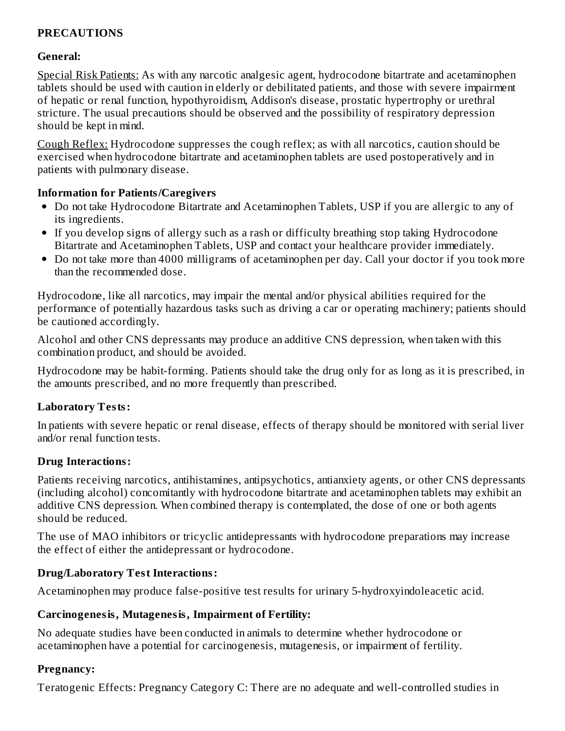## PRECAUTIONS

### General:

Special Risk Patients: As with any narcotic analgesic agent, hydrocodone bitartrate and acetaminophen tablets should be used with caution in elderly or debilitated patients, and those with severe impairment of hepatic or renal function, hypothyroidism, Addison's disease, prostatic hypertrophy or urethral stricture. The usual precautions should be observed and the possibility of respiratory depression should be kept in mind.

Cough Reflex: Hydrocodone suppresses the cough reflex; as with all narcotics, caution should be exercised when hydrocodone bitartrate and acetaminophen tablets are used postoperatively and in patients with pulmonary disease.

### Information for Patients/Caregivers

- Do not take Hydrocodone Bitartrate and Acetaminophen Tablets, USP if you are allergic to any of its ingredients.
- If you develop signs of allergy such as a rash or difficulty breathing stop taking Hydrocodone Bitartrate and Acetaminophen Tablets, USP and contact your healthcare provider immediately.
- Do not take more than 4000 milligrams of acetaminophen per day. Call your doctor if you took more than the recommended dose.

Hydrocodone, like all narcotics, may impair the mental and/or physical abilities required for the performance of potentially hazardous tasks such as driving a car or operating machinery; patients should be cautioned accordingly.

Alcohol and other CNS depressants may produce an additive CNS depression, when taken with this combination product, and should be avoided.

Hydrocodone may be habit-forming. Patients should take the drug only for as long as it is prescribed, in the amounts prescribed, and no more frequently than prescribed.

### Laboratory Tests:

In patients with severe hepatic or renal disease, effects of therapy should be monitored with serial liver and/or renal function tests.

### Drug Interactions:

Patients receiving narcotics, antihistamines, antipsychotics, antianxiety agents, or other CNS depressants (including alcohol) concomitantly with hydrocodone bitartrate and acetaminophen tablets may exhibit an additive CNS depression. When combined therapy is contemplated, the dose of one or both agents should be reduced.

The use of MAO inhibitors or tricyclic antidepressants with hydrocodone preparations may increase the effect of either the antidepressant or hydrocodone.

### Drug/Laboratory Test Interactions:

Acetaminophen may produce false-positive test results for urinary 5-hydroxyindoleacetic acid.

### Carcinogenesis, Mutagenesis, Impairment of Fertility:

No adequate studies have been conducted in animals to determine whether hydrocodone or acetaminophen have a potential for carcinogenesis, mutagenesis, or impairment of fertility.

### Pregnancy:

Teratogenic Effects: Pregnancy Category C: There are no adequate and well-controlled studies in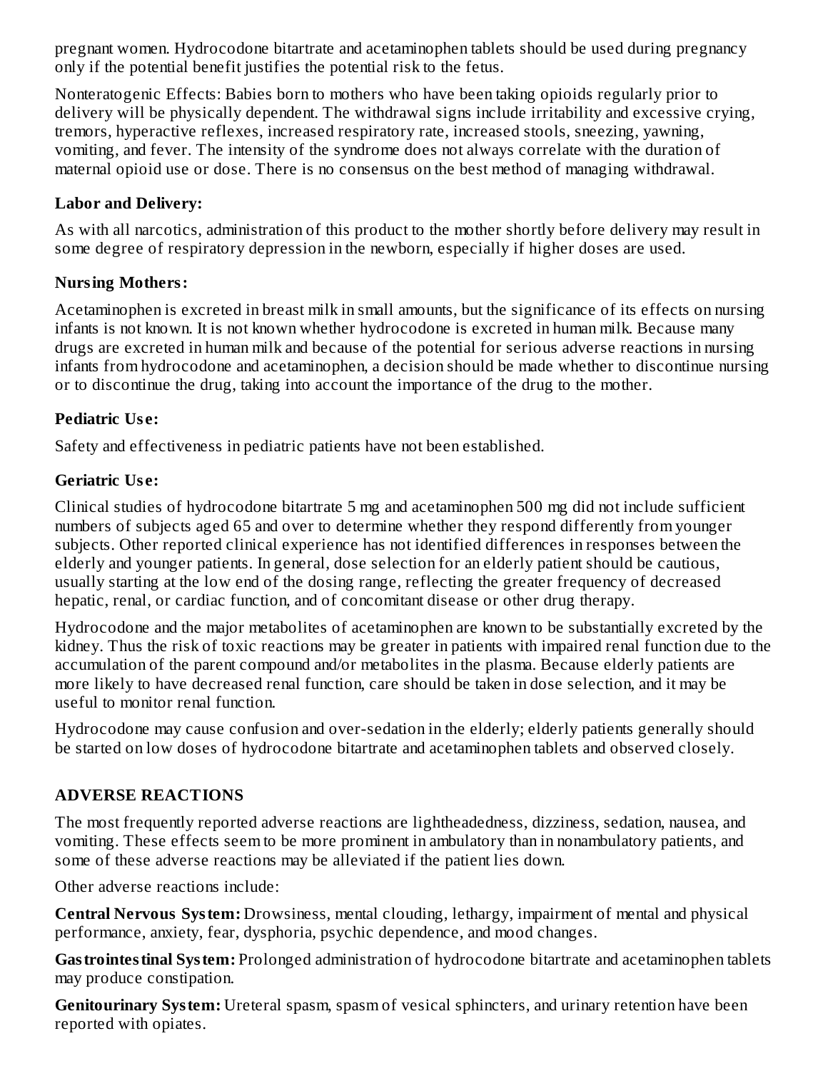pregnant women. Hydrocodone bitartrate and acetaminophen tablets should be used during pregnancy only if the potential benefit justifies the potential risk to the fetus.

Nonteratogenic Effects: Babies born to mothers who have been taking opioids regularly prior to delivery will be physically dependent. The withdrawal signs include irritability and excessive crying, tremors, hyperactive reflexes, increased respiratory rate, increased stools, sneezing, yawning, vomiting, and fever. The intensity of the syndrome does not always correlate with the duration of maternal opioid use or dose. There is no consensus on the best method of managing withdrawal.

### Labor and Delivery:

As with all narcotics, administration of this product to the mother shortly before delivery may result in some degree of respiratory depression in the newborn, especially if higher doses are used.

### Nursing Mothers:

Acetaminophen is excreted in breast milk in small amounts, but the significance of its effects on nursing infants is not known. It is not known whether hydrocodone is excreted in human milk. Because many drugs are excreted in human milk and because of the potential for serious adverse reactions in nursing infants from hydrocodone and acetaminophen, a decision should be made whether to discontinue nursing or to discontinue the drug, taking into account the importance of the drug to the mother.

### Pediatric Use:

Safety and effectiveness in pediatric patients have not been established.

### Geriatric Use:

Clinical studies of hydrocodone bitartrate 5 mg and acetaminophen 500 mg did not include sufficient numbers of subjects aged 65 and over to determine whether they respond differently from younger subjects. Other reported clinical experience has not identified differences in responses between the elderly and younger patients. In general, dose selection for an elderly patient should be cautious, usually starting at the low end of the dosing range, reflecting the greater frequency of decreased hepatic, renal, or cardiac function, and of concomitant disease or other drug therapy.

Hydrocodone and the major metabolites of acetaminophen are known to be substantially excreted by the kidney. Thus the risk of toxic reactions may be greater in patients with impaired renal function due to the accumulation of the parent compound and/or metabolites in the plasma. Because elderly patients are more likely to have decreased renal function, care should be taken in dose selection, and it may be useful to monitor renal function.

Hydrocodone may cause confusion and over-sedation in the elderly; elderly patients generally should be started on low doses of hydrocodone bitartrate and acetaminophen tablets and observed closely.

## ADVERSE REACTIONS

The most frequently reported adverse reactions are lightheadedness, dizziness, sedation, nausea, and vomiting. These effects seem to be more prominent in ambulatory than in nonambulatory patients, and some of these adverse reactions may be alleviated if the patient lies down.

Other adverse reactions include:

**Central Nervous System:** Drowsiness, mental clouding, lethargy, impairment of mental and physical performance, anxiety, fear, dysphoria, psychic dependence, and mood changes.

**Gastrointestinal System:** Prolonged administration of hydrocodone bitartrate and acetaminophen tablets may produce constipation.

**Genitourinary System:** Ureteral spasm, spasm of vesical sphincters, and urinary retention have been reported with opiates.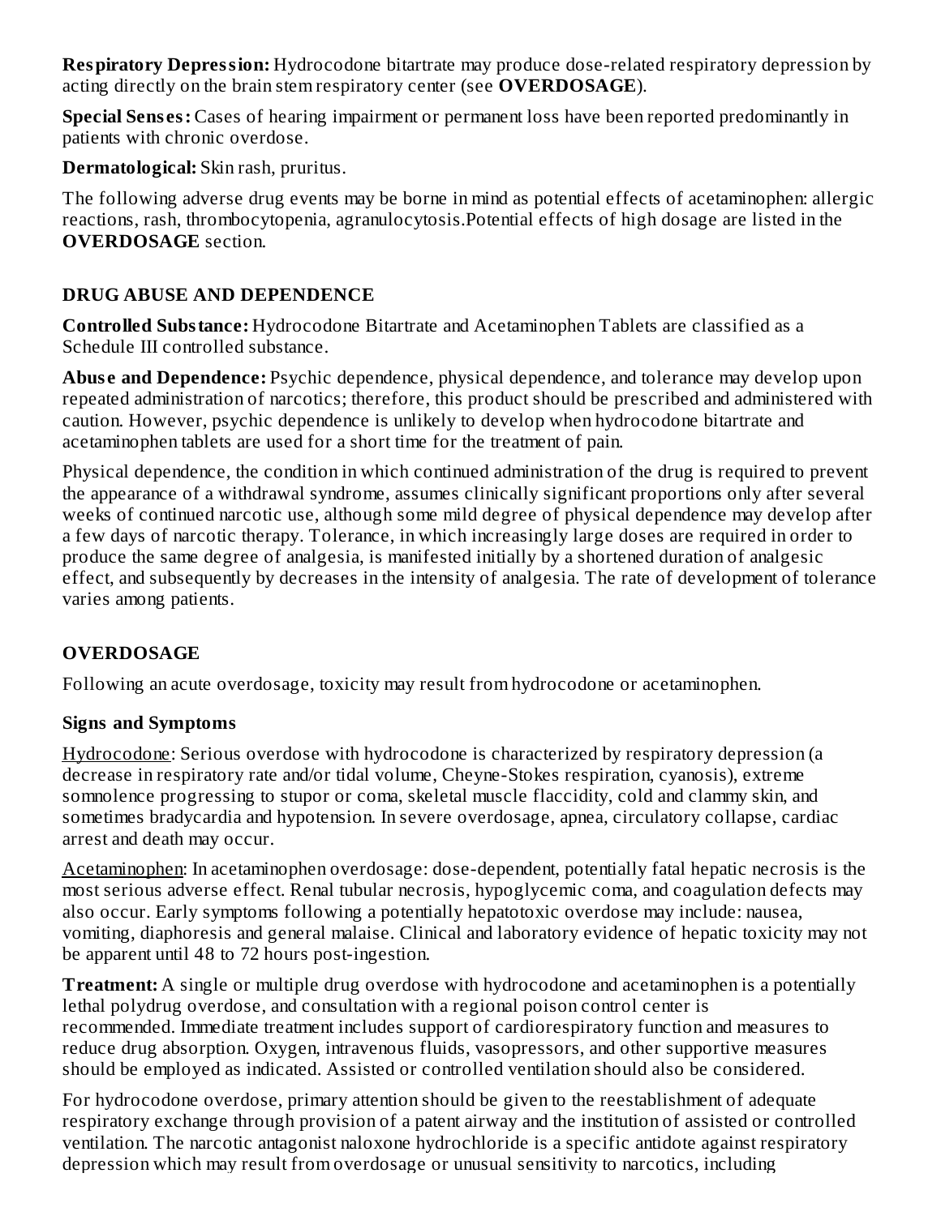**Respiratory Depression:** Hydrocodone bitartrate may produce dose-related respiratory depression by acting directly on the brain stem respiratory center (see **OVERDOSAGE**).

**Special Senses:** Cases of hearing impairment or permanent loss have been reported predominantly in patients with chronic overdose.

**Dermatological:** Skin rash, pruritus.

The following adverse drug events may be borne in mind as potential effects of acetaminophen: allergic reactions, rash, thrombocytopenia, agranulocytosis.Potential effects of high dosage are listed in the **OVERDOSAGE** section.

## DRUG ABUSE AND DEPENDENCE

**Controlled Substance:** Hydrocodone Bitartrate and Acetaminophen Tablets are classified as a Schedule III controlled substance.

**Abuse and Dependence:** Psychic dependence, physical dependence, and tolerance may develop upon repeated administration of narcotics; therefore, this product should be prescribed and administered with caution. However, psychic dependence is unlikely to develop when hydrocodone bitartrate and acetaminophen tablets are used for a short time for the treatment of pain.

Physical dependence, the condition in which continued administration of the drug is required to prevent the appearance of a withdrawal syndrome, assumes clinically significant proportions only after several weeks of continued narcotic use, although some mild degree of physical dependence may develop after a few days of narcotic therapy. Tolerance, in which increasingly large doses are required in order to produce the same degree of analgesia, is manifested initially by a shortened duration of analgesic effect, and subsequently by decreases in the intensity of analgesia. The rate of development of tolerance varies among patients.

## OVERDOSAGE

Following an acute overdosage, toxicity may result from hydrocodone or acetaminophen.

### Signs and Symptoms

Hydrocodone: Serious overdose with hydrocodone is characterized by respiratory depression (a decrease in respiratory rate and/or tidal volume, Cheyne-Stokes respiration, cyanosis), extreme somnolence progressing to stupor or coma, skeletal muscle flaccidity, cold and clammy skin, and sometimes bradycardia and hypotension. In severe overdosage, apnea, circulatory collapse, cardiac arrest and death may occur.

Acetaminophen: In acetaminophen overdosage: dose-dependent, potentially fatal hepatic necrosis is the most serious adverse effect. Renal tubular necrosis, hypoglycemic coma, and coagulation defects may also occur. Early symptoms following a potentially hepatotoxic overdose may include: nausea, vomiting, diaphoresis and general malaise. Clinical and laboratory evidence of hepatic toxicity may not be apparent until 48 to 72 hours post-ingestion.

**Treatment:** A single or multiple drug overdose with hydrocodone and acetaminophen is a potentially lethal polydrug overdose, and consultation with a regional poison control center is recommended. Immediate treatment includes support of cardiorespiratory function and measures to reduce drug absorption. Oxygen, intravenous fluids, vasopressors, and other supportive measures should be employed as indicated. Assisted or controlled ventilation should also be considered.

For hydrocodone overdose, primary attention should be given to the reestablishment of adequate respiratory exchange through provision of a patent airway and the institution of assisted or controlled ventilation. The narcotic antagonist naloxone hydrochloride is a specific antidote against respiratory depression which may result from overdosage or unusual sensitivity to narcotics, including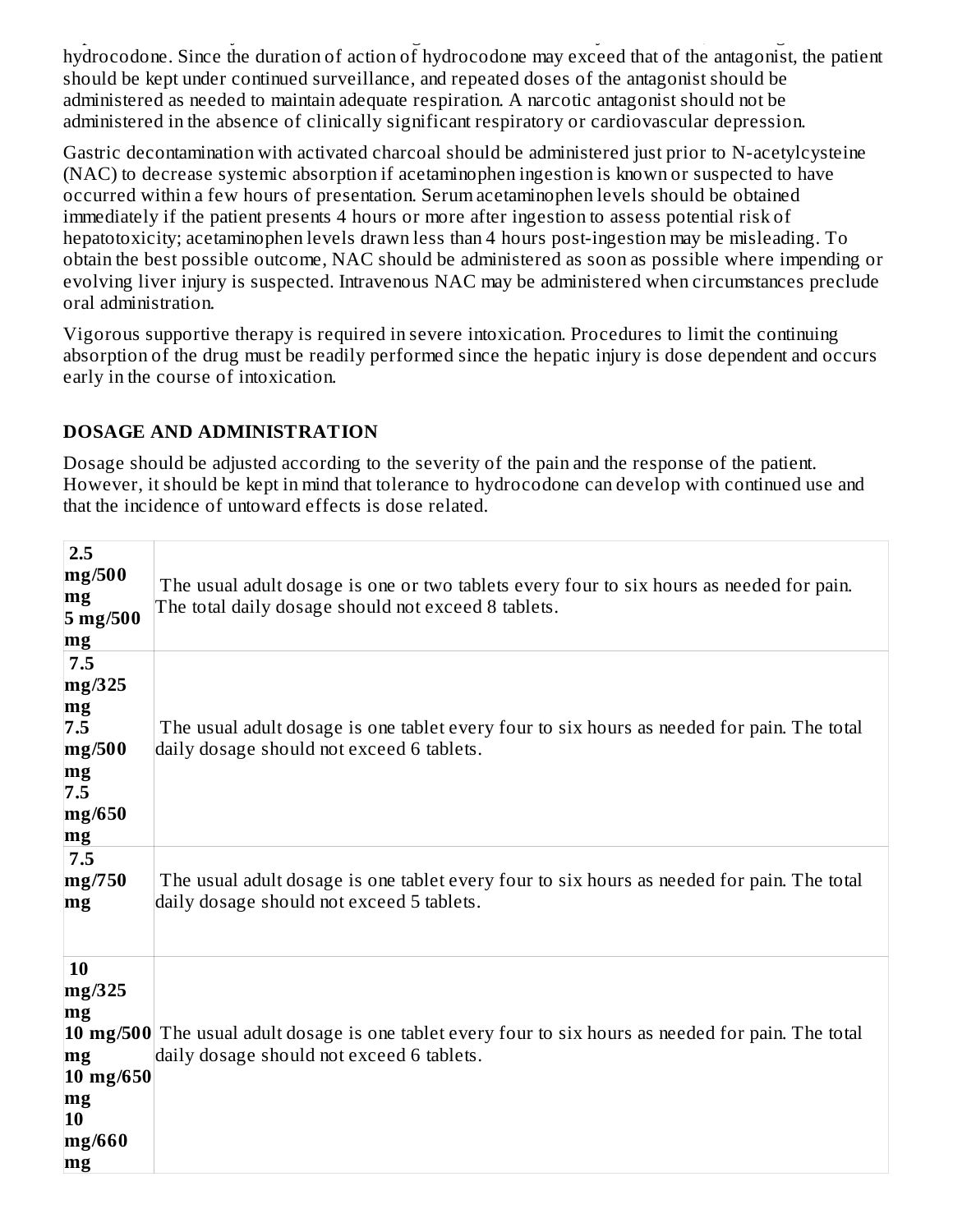hydrocodone. Since the duration of action of hydrocodone may exceed that of the antagonist, the patient should be kept under continued surveillance, and repeated doses of the antagonist should be administered as needed to maintain adequate respiration. A narcotic antagonist should not be administered in the absence of clinically significant respiratory or cardiovascular depression.

Gastric decontamination with activated charcoal should be administered just prior to N-acetylcysteine (NAC) to decrease systemic absorption if acetaminophen ingestion is known or suspected to have occurred within a few hours of presentation. Serum acetaminophen levels should be obtained immediately if the patient presents 4 hours or more after ingestion to assess potential risk of hepatotoxicity; acetaminophen levels drawn less than 4 hours post-ingestion may be misleading. To obtain the best possible outcome, NAC should be administered as soon as possible where impending or evolving liver injury is suspected. Intravenous NAC may be administered when circumstances preclude oral administration.

Vigorous supportive therapy is required in severe intoxication. Procedures to limit the continuing absorption of the drug must be readily performed since the hepatic injury is dose dependent and occurs early in the course of intoxication.

## DOSAGE AND ADMINISTRATION

Dosage should be adjusted according to the severity of the pain and the response of the patient. However, it should be kept in mind that tolerance to hydrocodone can develop with continued use and that the incidence of untoward effects is dose related.

| | |
|---|---|
| **2.5 mg/500 mg**<br>**5 mg/500 mg** | The usual adult dosage is one or two tablets every four to six hours as needed for pain. The total daily dosage should not exceed 8 tablets. |
| **7.5 mg/325 mg**<br>**7.5 mg/500 mg**<br>**7.5 mg/650 mg** | The usual adult dosage is one tablet every four to six hours as needed for pain. The total daily dosage should not exceed 6 tablets. |
| **7.5 mg/750 mg** | The usual adult dosage is one tablet every four to six hours as needed for pain. The total daily dosage should not exceed 5 tablets. |
| **10 mg/325 mg**<br>**10 mg/500 mg**<br>**10 mg/650 mg**<br>**10 mg/660 mg** | The usual adult dosage is one tablet every four to six hours as needed for pain. The total daily dosage should not exceed 6 tablets. |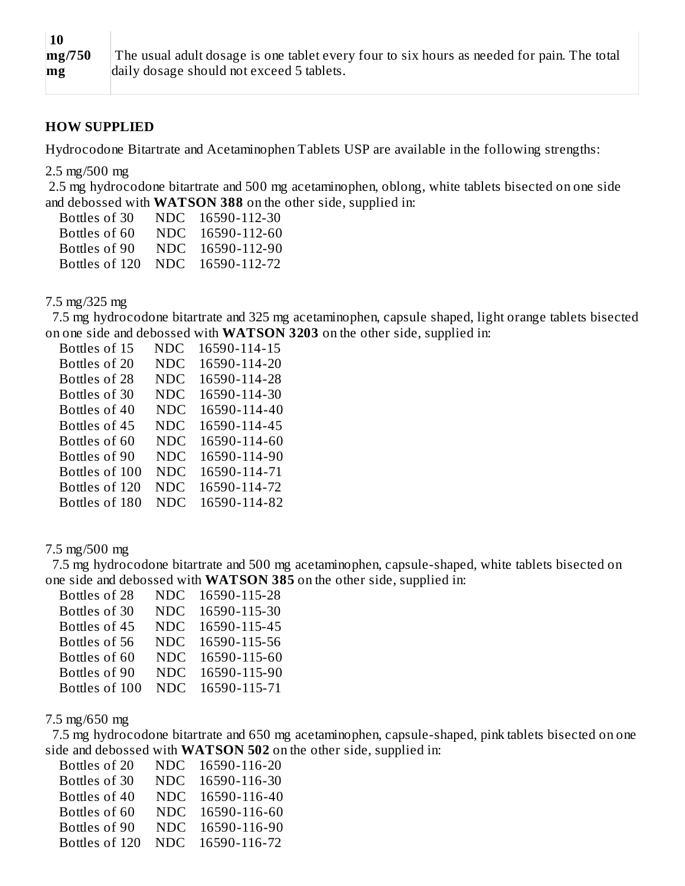| 10 mg/750 mg | The usual adult dosage is one tablet every four to six hours as needed for pain. The total daily dosage should not exceed 5 tablets. |
|---|---|

## HOW SUPPLIED

Hydrocodone Bitartrate and Acetaminophen Tablets USP are available in the following strengths:

2.5 mg/500 mg

2.5 mg hydrocodone bitartrate and 500 mg acetaminophen, oblong, white tablets bisected on one side and debossed with **WATSON 388** on the other side, supplied in:

| | | |
|---|---|---|
| Bottles of 30 | NDC | 16590-112-30 |
| Bottles of 60 | NDC | 16590-112-60 |
| Bottles of 90 | NDC | 16590-112-90 |
| Bottles of 120 | NDC | 16590-112-72 |

7.5 mg/325 mg

7.5 mg hydrocodone bitartrate and 325 mg acetaminophen, capsule shaped, light orange tablets bisected on one side and debossed with **WATSON 3203** on the other side, supplied in:

| | | |
|---|---|---|
| Bottles of 15 | NDC | 16590-114-15 |
| Bottles of 20 | NDC | 16590-114-20 |
| Bottles of 28 | NDC | 16590-114-28 |
| Bottles of 30 | NDC | 16590-114-30 |
| Bottles of 40 | NDC | 16590-114-40 |
| Bottles of 45 | NDC | 16590-114-45 |
| Bottles of 60 | NDC | 16590-114-60 |
| Bottles of 90 | NDC | 16590-114-90 |
| Bottles of 100 | NDC | 16590-114-71 |
| Bottles of 120 | NDC | 16590-114-72 |
| Bottles of 180 | NDC | 16590-114-82 |

7.5 mg/500 mg

7.5 mg hydrocodone bitartrate and 500 mg acetaminophen, capsule-shaped, white tablets bisected on one side and debossed with **WATSON 385** on the other side, supplied in:

| | | |
|---|---|---|
| Bottles of 28 | NDC | 16590-115-28 |
| Bottles of 30 | NDC | 16590-115-30 |
| Bottles of 45 | NDC | 16590-115-45 |
| Bottles of 56 | NDC | 16590-115-56 |
| Bottles of 60 | NDC | 16590-115-60 |
| Bottles of 90 | NDC | 16590-115-90 |
| Bottles of 100 | NDC | 16590-115-71 |

7.5 mg/650 mg

7.5 mg hydrocodone bitartrate and 650 mg acetaminophen, capsule-shaped, pink tablets bisected on one side and debossed with **WATSON 502** on the other side, supplied in:

| | | |
|---|---|---|
| Bottles of 20 | NDC | 16590-116-20 |
| Bottles of 30 | NDC | 16590-116-30 |
| Bottles of 40 | NDC | 16590-116-40 |
| Bottles of 60 | NDC | 16590-116-60 |
| Bottles of 90 | NDC | 16590-116-90 |
| Bottles of 120 | NDC | 16590-116-72 |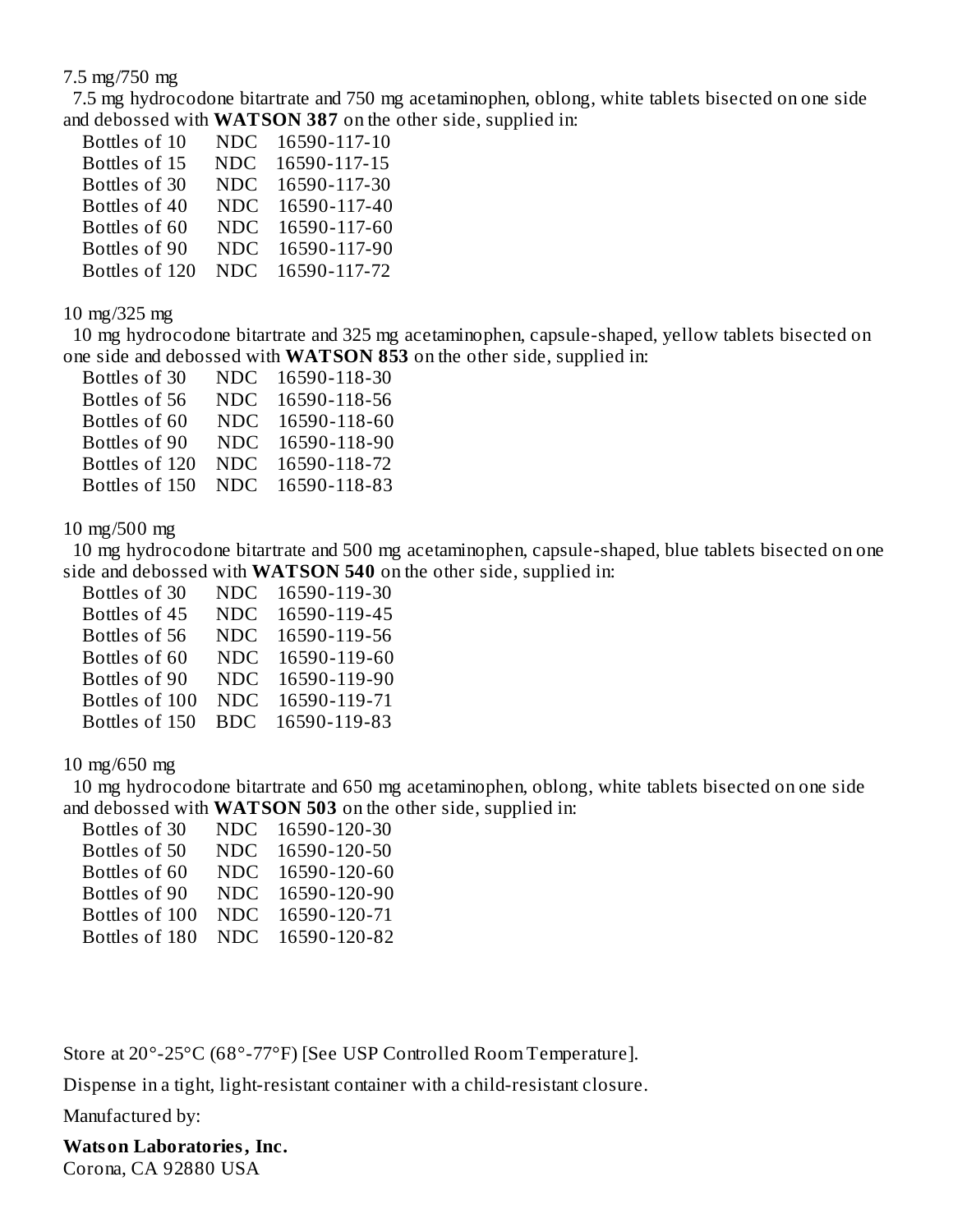7.5 mg/750 mg

7.5 mg hydrocodone bitartrate and 750 mg acetaminophen, oblong, white tablets bisected on one side and debossed with **WATSON 387** on the other side, supplied in:

| | | |
|---|---|---|
| Bottles of 10 | NDC | 16590-117-10 |
| Bottles of 15 | NDC | 16590-117-15 |
| Bottles of 30 | NDC | 16590-117-30 |
| Bottles of 40 | NDC | 16590-117-40 |
| Bottles of 60 | NDC | 16590-117-60 |
| Bottles of 90 | NDC | 16590-117-90 |
| Bottles of 120 | NDC | 16590-117-72 |

10 mg/325 mg

10 mg hydrocodone bitartrate and 325 mg acetaminophen, capsule-shaped, yellow tablets bisected on one side and debossed with **WATSON 853** on the other side, supplied in:

| | | |
|---|---|---|
| Bottles of 30 | NDC | 16590-118-30 |
| Bottles of 56 | NDC | 16590-118-56 |
| Bottles of 60 | NDC | 16590-118-60 |
| Bottles of 90 | NDC | 16590-118-90 |
| Bottles of 120 | NDC | 16590-118-72 |
| Bottles of 150 | NDC | 16590-118-83 |

10 mg/500 mg

10 mg hydrocodone bitartrate and 500 mg acetaminophen, capsule-shaped, blue tablets bisected on one side and debossed with **WATSON 540** on the other side, supplied in:

| | | |
|---|---|---|
| Bottles of 30 | NDC | 16590-119-30 |
| Bottles of 45 | NDC | 16590-119-45 |
| Bottles of 56 | NDC | 16590-119-56 |
| Bottles of 60 | NDC | 16590-119-60 |
| Bottles of 90 | NDC | 16590-119-90 |
| Bottles of 100 | NDC | 16590-119-71 |
| Bottles of 150 | BDC | 16590-119-83 |

10 mg/650 mg

10 mg hydrocodone bitartrate and 650 mg acetaminophen, oblong, white tablets bisected on one side and debossed with **WATSON 503** on the other side, supplied in:

| | | |
|---|---|---|
| Bottles of 30 | NDC | 16590-120-30 |
| Bottles of 50 | NDC | 16590-120-50 |
| Bottles of 60 | NDC | 16590-120-60 |
| Bottles of 90 | NDC | 16590-120-90 |
| Bottles of 100 | NDC | 16590-120-71 |
| Bottles of 180 | NDC | 16590-120-82 |

Store at 20°-25°C (68°-77°F) [See USP Controlled Room Temperature].

Dispense in a tight, light-resistant container with a child-resistant closure.

Manufactured by:

**Watson Laboratories, Inc.**
Corona, CA 92880 USA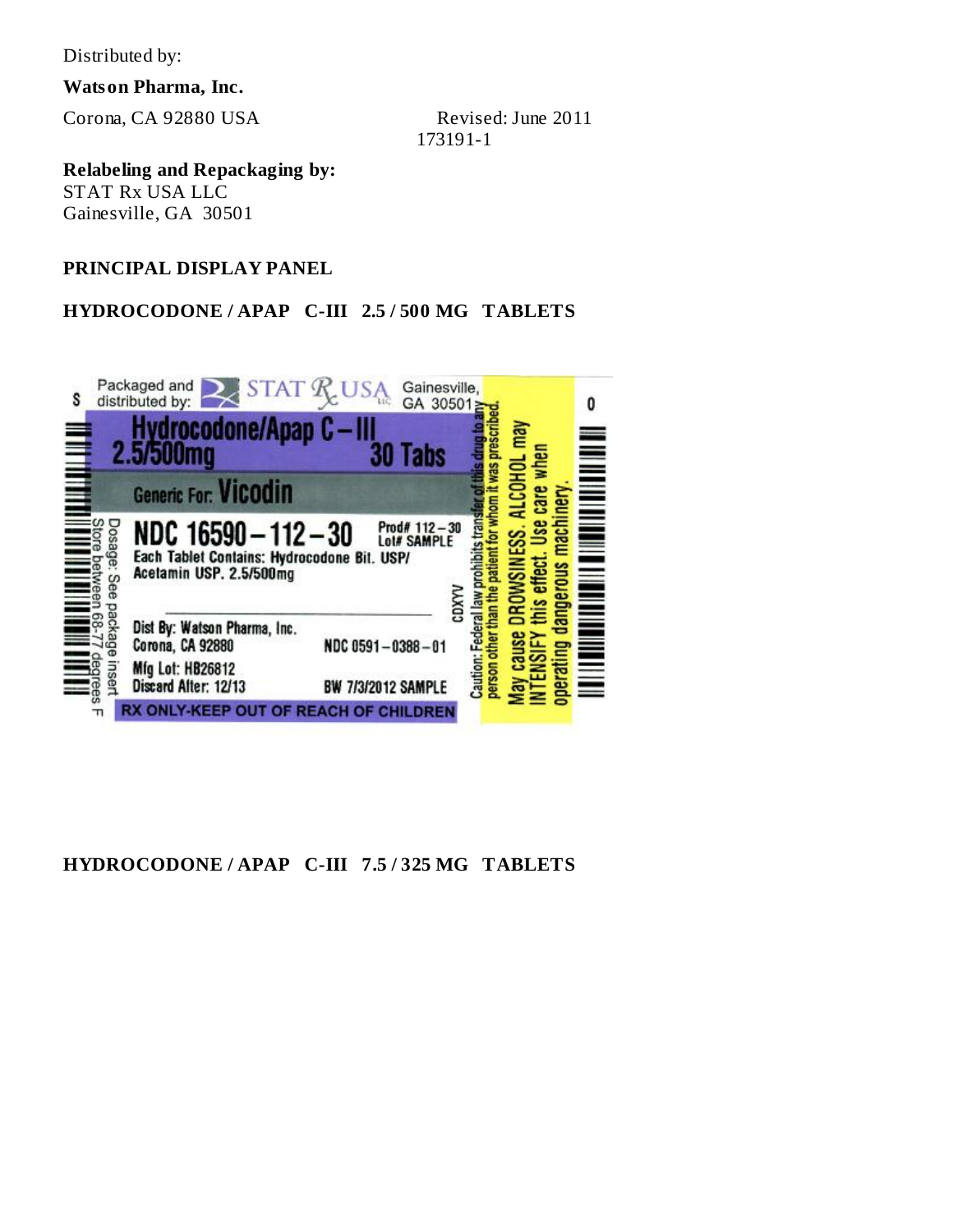Distributed by:

**Watson Pharma, Inc.**

Corona, CA 92880 USA

Revised: June 2011

173191-1

**Relabeling and Repackaging by:**
STAT Rx USA LLC
Gainesville, GA 30501

**PRINCIPAL DISPLAY PANEL**

**HYDROCODONE / APAP C-III 2.5 / 500 MG TABLETS**

Packaged and distributed by: STAT Rx USA LLC Gainesville, GA 30501

Hydrocodone/Apap C – III
2.5/500mg 30 Tabs

Generic For: Vicodin

NDC 16590 – 112 – 30

Prod# 112 – 30
Lot# SAMPLE

Each Tablet Contains: Hydrocodone Bit. USP/
Acetamin USP. 2.5/500mg

Dist By: Watson Pharma, Inc.
Corona, CA 92880

NDC 0591 – 0388 – 01

Mfg Lot: HB26812
Discard After: 12/13

BW 7/3/2012 SAMPLE

CDXYV

RX ONLY-KEEP OUT OF REACH OF CHILDREN

Dosage: See package insert
Store between 68-77 degrees F

Caution: Federal law prohibits transfer of this drug to any person other than the patient for whom it was prescribed.

May cause DROWSINESS. ALCOHOL may INTENSIFY this effect. Use care when operating dangerous machinery.

**HYDROCODONE / APAP C-III 7.5 / 325 MG TABLETS**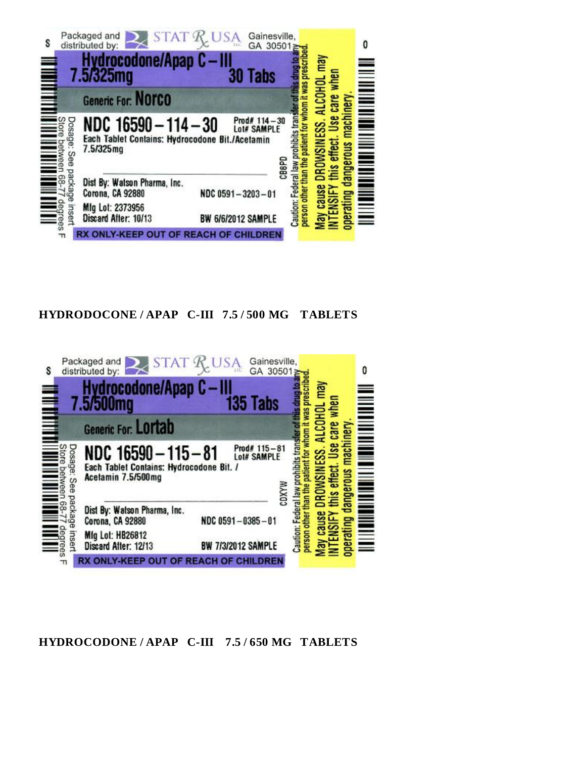S

Packaged and distributed by: STAT Rx USA Gainesville, GA 30501

**Hydrocodone/Apap C – III 7.5/325mg** **30 Tabs**

**Generic For: Norco**

**NDC 16590 – 114 – 30** Prod# 114 – 30 Lot# SAMPLE

Each Tablet Contains: Hydrocodone Bit./Acetamin 7.5/325mg

Dosage: See package insert

Store between 68-77 degrees F

Dist By: Watson Pharma, Inc. Corona, CA 92880 NDC 0591 – 3203 – 01

Mfg Lot: 2373956

Discard After: 10/13 BW 6/6/2012 SAMPLE

CB8PD

RX ONLY-KEEP OUT OF REACH OF CHILDREN

Caution: Federal law prohibits transfer of this drug to any person other than the patient for whom it was prescribed.

May cause DROWSINESS. ALCOHOL may INTENSIFY this effect. Use care when operating dangerous machinery.

0

**HYDRODOCONE / APAP C-III 7.5 / 500 MG TABLETS**

S

Packaged and distributed by: STAT Rx USA Gainesville, GA 30501

**Hydrocodone/Apap C – III 7.5/500mg** **135 Tabs**

**Generic For: Lortab**

**NDC 16590 – 115 – 81** Prod# 115 – 81 Lot# SAMPLE

Each Tablet Contains: Hydrocodone Bit. / Acetamin 7.5/500mg

Dosage: See package insert

Store between 68-77 degrees F

Dist By: Watson Pharma, Inc. Corona, CA 92880 NDC 0591 – 0385 – 01

Mfg Lot: HB26812

Discard After: 12/13 BW 7/3/2012 SAMPLE

CDXYW

RX ONLY-KEEP OUT OF REACH OF CHILDREN

Caution: Federal law prohibits transfer of this drug to any person other than the patient for whom it was prescribed.

May cause DROWSINESS. ALCOHOL may INTENSIFY this effect. Use care when operating dangerous machinery.

0

**HYDROCODONE / APAP C-III 7.5 / 650 MG TABLETS**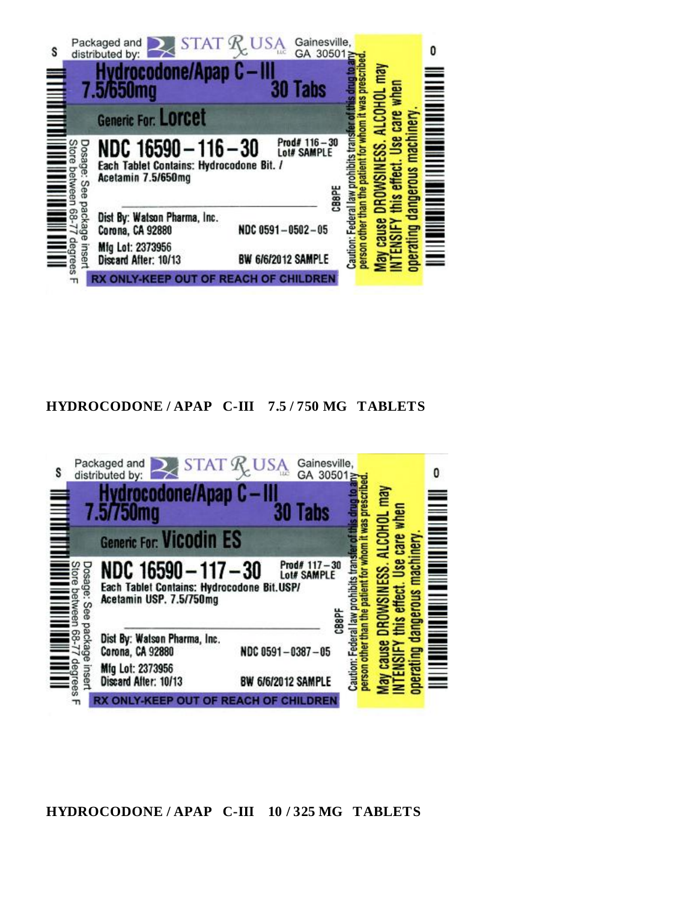Packaged and distributed by: STAT Rx USA Gainesville, GA 30501

**Hydrocodone/Apap C – III**
**7.5/650mg** **30 Tabs**

**Generic For: Lorcet**

**NDC 16590 – 116 – 30** Prod# 116 – 30 Lot# SAMPLE

Each Tablet Contains: Hydrocodone Bit. / Acetamin 7.5/650mg

Dist By: Watson Pharma, Inc. Corona, CA 92880

NDC 0591 – 0502 – 05

Mfg Lot: 2373956

Discard After: 10/13

BW 6/6/2012 SAMPLE

CB8PE

Dosage: See package insert

Store between 68-77 degrees F

RX ONLY-KEEP OUT OF REACH OF CHILDREN

Caution: Federal law prohibits transfer of this drug to any person other than the patient for whom it was prescribed.

May cause DROWSINESS. ALCOHOL may INTENSIFY this effect. Use care when operating dangerous machinery.

S 0

## HYDROCODONE / APAP C-III 7.5 / 750 MG TABLETS

Packaged and distributed by: STAT Rx USA Gainesville, GA 30501

**Hydrocodone/Apap C – III**
**7.5/750mg** **30 Tabs**

**Generic For: Vicodin ES**

**NDC 16590 – 117 – 30** Prod# 117 – 30 Lot# SAMPLE

Each Tablet Contains: Hydrocodone Bit.USP/ Acetamin USP. 7.5/750mg

Dist By: Watson Pharma, Inc. Corona, CA 92880

NDC 0591 – 0387 – 05

Mfg Lot: 2373956

Discard After: 10/13

BW 6/6/2012 SAMPLE

CB8PF

Dosage: See package insert

Store between 68-77 degrees F

RX ONLY-KEEP OUT OF REACH OF CHILDREN

Caution: Federal law prohibits transfer of this drug to any person other than the patient for whom it was prescribed.

May cause DROWSINESS. ALCOHOL may INTENSIFY this effect. Use care when operating dangerous machinery.

S 0

## HYDROCODONE / APAP C-III 10 / 325 MG TABLETS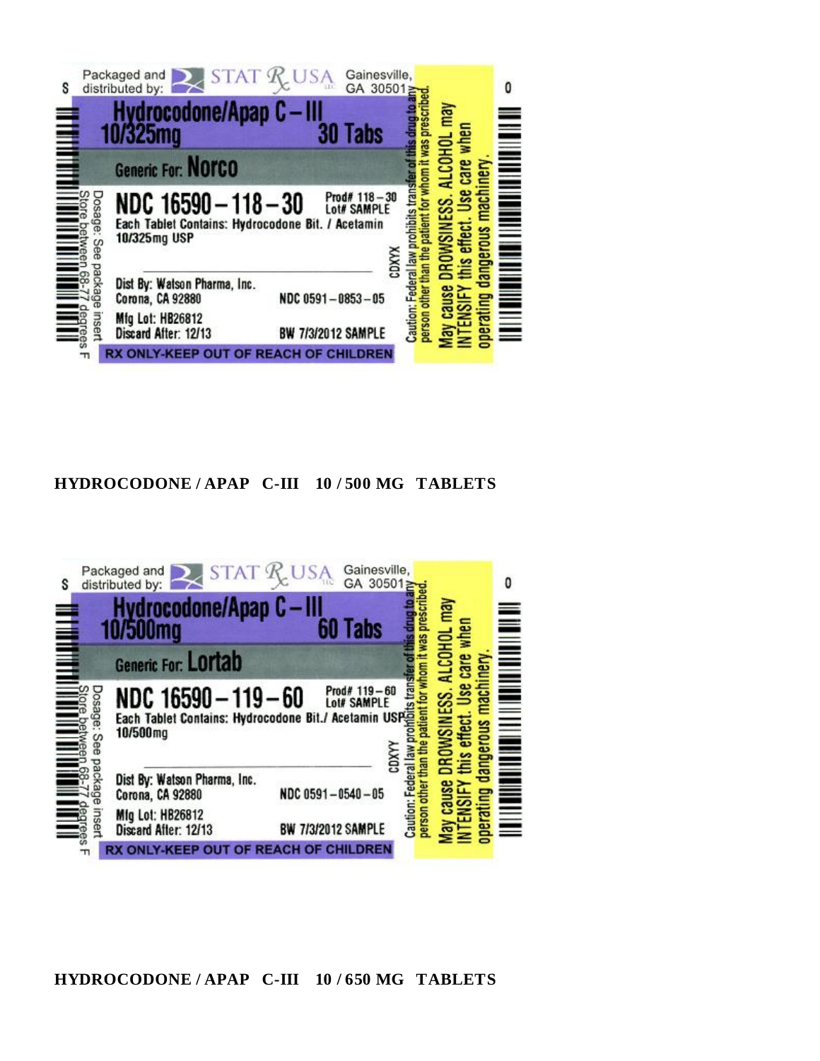Packaged and distributed by: STAT Rx USA Gainesville, GA 30501

**Hydrocodone/Apap C – III**
**10/325mg** **30 Tabs**

Generic For: **Norco**

**NDC 16590 – 118 – 30**

Prod# 118 – 30
Lot# SAMPLE

Each Tablet Contains: Hydrocodone Bit. / Acetamin 10/325mg USP

CDXYX

Dist By: Watson Pharma, Inc.
Corona, CA 92880

NDC 0591 – 0853 – 05

Mfg Lot: HB26812
Discard After: 12/13

BW 7/3/2012 SAMPLE

RX ONLY-KEEP OUT OF REACH OF CHILDREN

Dosage: See package insert
Store between 68-77 degrees F

Caution: Federal law prohibits transfer of this drug to any person other than the patient for whom it was prescribed.

May cause DROWSINESS. ALCOHOL may INTENSIFY this effect. Use care when operating dangerous machinery.

## HYDROCODONE / APAP C-III 10 / 500 MG TABLETS

Packaged and distributed by: STAT Rx USA Gainesville, GA 30501

**Hydrocodone/Apap C – III**
**10/500mg** **60 Tabs**

Generic For: **Lortab**

**NDC 16590 – 119 – 60**

Prod# 119 – 60
Lot# SAMPLE

Each Tablet Contains: Hydrocodone Bit./ Acetamin USP 10/500mg

CDXYY

Dist By: Watson Pharma, Inc.
Corona, CA 92880

NDC 0591 – 0540 – 05

Mfg Lot: HB26812
Discard After: 12/13

BW 7/3/2012 SAMPLE

RX ONLY-KEEP OUT OF REACH OF CHILDREN

Dosage: See package insert
Store between 68-77 degrees F

Caution: Federal law prohibits transfer of this drug to any person other than the patient for whom it was prescribed.

May cause DROWSINESS. ALCOHOL may INTENSIFY this effect. Use care when operating dangerous machinery.

## HYDROCODONE / APAP C-III 10 / 650 MG TABLETS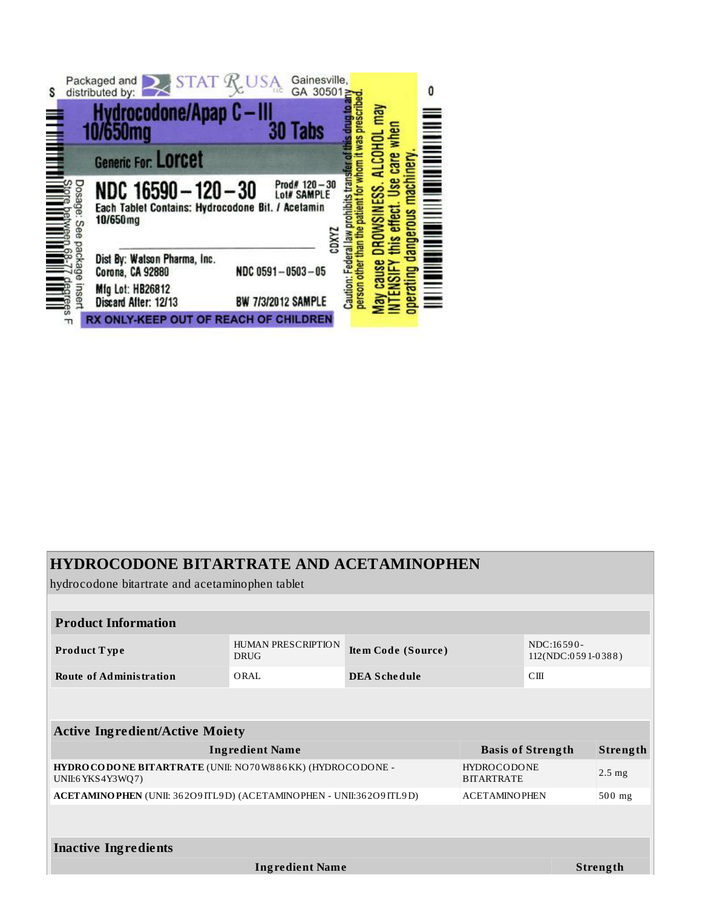Packaged and distributed by: STAT Rx USA LLC Gainesville, GA 30501

**Hydrocodone/Apap C – III**
**10/650mg** **30 Tabs**

Generic For: **Lorcet**

**NDC 16590 – 120 – 30** Prod# 120 – 30 Lot# SAMPLE

Each Tablet Contains: Hydrocodone Bit. / Acetamin 10/650mg

CDXYZ

Dist By: Watson Pharma, Inc. Corona, CA 92880 NDC 0591 – 0503 – 05

Mfg Lot: HB26812

Discard After: 12/13 BW 7/3/2012 SAMPLE

RX ONLY-KEEP OUT OF REACH OF CHILDREN

Dosage: See package insert

Store between 68-77 degrees F

Caution: Federal law prohibits transfer of this drug to any person other than the patient for whom it was prescribed.

May cause DROWSINESS. ALCOHOL may INTENSIFY this effect. Use care when operating dangerous machinery.

## HYDROCODONE BITARTRATE AND ACETAMINOPHEN

hydrocodone bitartrate and acetaminophen tablet

| Product Information | | | |
|---|---|---|---|
| **Product Type** | HUMAN PRESCRIPTION DRUG | **Item Code (Source)** | NDC:16590-112(NDC:0591-0388) |
| **Route of Administration** | ORAL | **DEA Schedule** | CIII |

| Active Ingredient/Active Moiety | | |
|---|---|---|
| **Ingredient Name** | **Basis of Strength** | **Strength** |
| **HYDROCODONE BITARTRATE** (UNII: NO70W886KK) (HYDROCODONE - UNII:6YKS4Y3WQ7) | HYDROCODONE BITARTRATE | 2.5 mg |
| **ACETAMINOPHEN** (UNII: 362O9ITL9D) (ACETAMINOPHEN - UNII:362O9ITL9D) | ACETAMINOPHEN | 500 mg |

| Inactive Ingredients | |
|---|---|
| **Ingredient Name** | **Strength** |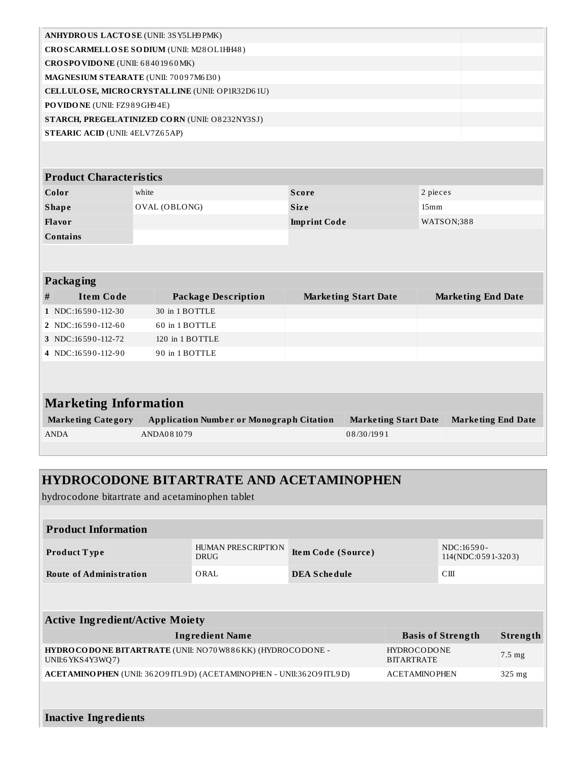| | |
|---|---|
| **ANHYDROUS LACTOSE** (UNII: 3SY5LH9PMK) | |
| **CROSCARMELLOSE SODIUM** (UNII: M28OL1HH48) | |
| **CROSPOVIDONE** (UNII: 68401960MK) | |
| **MAGNESIUM STEARATE** (UNII: 70097M6I30) | |
| **CELLULOSE, MICROCRYSTALLINE** (UNII: OP1R32D61U) | |
| **POVIDONE** (UNII: FZ989GH94E) | |
| **STARCH, PREGELATINIZED CORN** (UNII: O8232NY3SJ) | |
| **STEARIC ACID** (UNII: 4ELV7Z65AP) | |

| Product Characteristics | | | |
|---|---|---|---|
| **Color** | white | **Score** | 2 pieces |
| **Shape** | OVAL (OBLONG) | **Size** | 15mm |
| **Flavor** | | **Imprint Code** | WATSON;388 |
| **Contains** | | | |

## Packaging

| # | Item Code | Package Description | Marketing Start Date | Marketing End Date |
|---|---|---|---|---|
| 1 | NDC:16590-112-30 | 30 in 1 BOTTLE | | |
| 2 | NDC:16590-112-60 | 60 in 1 BOTTLE | | |
| 3 | NDC:16590-112-72 | 120 in 1 BOTTLE | | |
| 4 | NDC:16590-112-90 | 90 in 1 BOTTLE | | |

## Marketing Information

| Marketing Category | Application Number or Monograph Citation | Marketing Start Date | Marketing End Date |
|---|---|---|---|
| ANDA | ANDA081079 | 08/30/1991 | |

# HYDROCODONE BITARTRATE AND ACETAMINOPHEN

hydrocodone bitartrate and acetaminophen tablet

| Product Information | | | |
|---|---|---|---|
| **Product Type** | HUMAN PRESCRIPTION DRUG | **Item Code (Source)** | NDC:16590-114(NDC:0591-3203) |
| **Route of Administration** | ORAL | **DEA Schedule** | CIII |

## Active Ingredient/Active Moiety

| Ingredient Name | Basis of Strength | Strength |
|---|---|---|
| **HYDROCODONE BITARTRATE** (UNII: NO70W886KK) (HYDROCODONE - UNII:6YKS4Y3WQ7) | HYDROCODONE BITARTRATE | 7.5 mg |
| **ACETAMINOPHEN** (UNII: 362O9ITL9D) (ACETAMINOPHEN - UNII:362O9ITL9D) | ACETAMINOPHEN | 325 mg |

## Inactive Ingredients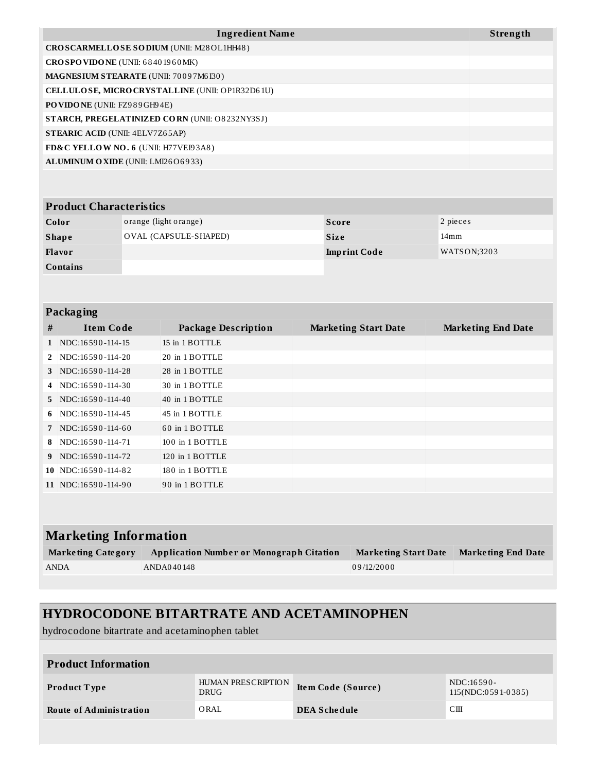| Ingredient Name | Strength |
|---|---|
| **CROSCARMELLOSE SODIUM** (UNII: M28OL1HH48) | |
| **CROSPOVIDONE** (UNII: 68401960MK) | |
| **MAGNESIUM STEARATE** (UNII: 70097M6I30) | |
| **CELLULOSE, MICROCRYSTALLINE** (UNII: OP1R32D61U) | |
| **POVIDONE** (UNII: FZ989GH94E) | |
| **STARCH, PREGELATINIZED CORN** (UNII: O8232NY3SJ) | |
| **STEARIC ACID** (UNII: 4ELV7Z65AP) | |
| **FD&C YELLOW NO. 6** (UNII: H77VEI93A8) | |
| **ALUMINUM OXIDE** (UNII: LMI26O6933) | |

### Product Characteristics

| | | | |
|---|---|---|---|
| **Color** | orange (light orange) | **Score** | 2 pieces |
| **Shape** | OVAL (CAPSULE-SHAPED) | **Size** | 14mm |
| **Flavor** | | **Imprint Code** | WATSON;3203 |
| **Contains** | | | |

### Packaging

| # | Item Code | Package Description | Marketing Start Date | Marketing End Date |
|---|---|---|---|---|
| 1 | NDC:16590-114-15 | 15 in 1 BOTTLE | | |
| 2 | NDC:16590-114-20 | 20 in 1 BOTTLE | | |
| 3 | NDC:16590-114-28 | 28 in 1 BOTTLE | | |
| 4 | NDC:16590-114-30 | 30 in 1 BOTTLE | | |
| 5 | NDC:16590-114-40 | 40 in 1 BOTTLE | | |
| 6 | NDC:16590-114-45 | 45 in 1 BOTTLE | | |
| 7 | NDC:16590-114-60 | 60 in 1 BOTTLE | | |
| 8 | NDC:16590-114-71 | 100 in 1 BOTTLE | | |
| 9 | NDC:16590-114-72 | 120 in 1 BOTTLE | | |
| 10 | NDC:16590-114-82 | 180 in 1 BOTTLE | | |
| 11 | NDC:16590-114-90 | 90 in 1 BOTTLE | | |

### Marketing Information

| Marketing Category | Application Number or Monograph Citation | Marketing Start Date | Marketing End Date |
|---|---|---|---|
| ANDA | ANDA040148 | 09/12/2000 | |

## HYDROCODONE BITARTRATE AND ACETAMINOPHEN

hydrocodone bitartrate and acetaminophen tablet

### Product Information

| | | | |
|---|---|---|---|
| **Product Type** | HUMAN PRESCRIPTION DRUG | **Item Code (Source)** | NDC:16590-115(NDC:0591-0385) |
| **Route of Administration** | ORAL | **DEA Schedule** | CIII |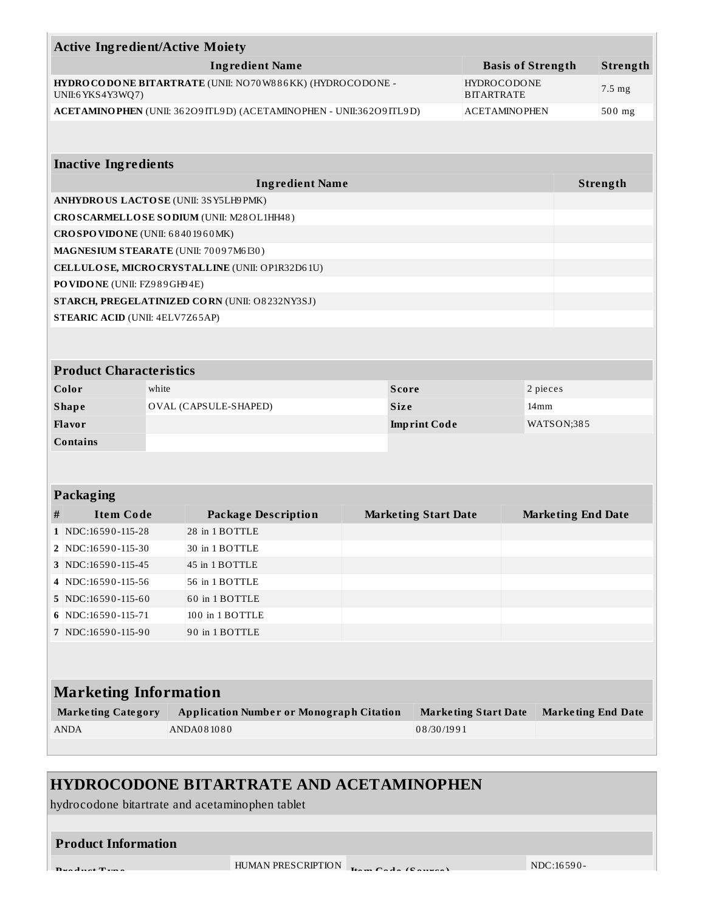| Active Ingredient/Active Moiety | | |
|---|---|---|
| **Ingredient Name** | **Basis of Strength** | **Strength** |
| **HYDROCODONE BITARTRATE** (UNII: NO70W886KK) (HYDROCODONE - UNII:6YKS4Y3WQ7) | HYDROCODONE BITARTRATE | 7.5 mg |
| **ACETAMINOPHEN** (UNII: 362O9ITL9D) (ACETAMINOPHEN - UNII:362O9ITL9D) | ACETAMINOPHEN | 500 mg |

| Inactive Ingredients | |
|---|---|
| **Ingredient Name** | **Strength** |
| **ANHYDROUS LACTOSE** (UNII: 3SY5LH9PMK) | |
| **CROSCARMELLOSE SODIUM** (UNII: M28OL1HH48) | |
| **CROSPOVIDONE** (UNII: 68401960MK) | |
| **MAGNESIUM STEARATE** (UNII: 70097M6I30) | |
| **CELLULOSE, MICROCRYSTALLINE** (UNII: OP1R32D61U) | |
| **POVIDONE** (UNII: FZ989GH94E) | |
| **STARCH, PREGELATINIZED CORN** (UNII: O8232NY3SJ) | |
| **STEARIC ACID** (UNII: 4ELV7Z65AP) | |

| Product Characteristics | | | |
|---|---|---|---|
| **Color** | white | **Score** | 2 pieces |
| **Shape** | OVAL (CAPSULE-SHAPED) | **Size** | 14mm |
| **Flavor** | | **Imprint Code** | WATSON;385 |
| **Contains** | | | |

| Packaging | | | | |
|---|---|---|---|---|
| **#** | **Item Code** | **Package Description** | **Marketing Start Date** | **Marketing End Date** |
| 1 | NDC:16590-115-28 | 28 in 1 BOTTLE | | |
| 2 | NDC:16590-115-30 | 30 in 1 BOTTLE | | |
| 3 | NDC:16590-115-45 | 45 in 1 BOTTLE | | |
| 4 | NDC:16590-115-56 | 56 in 1 BOTTLE | | |
| 5 | NDC:16590-115-60 | 60 in 1 BOTTLE | | |
| 6 | NDC:16590-115-71 | 100 in 1 BOTTLE | | |
| 7 | NDC:16590-115-90 | 90 in 1 BOTTLE | | |

## Marketing Information

| Marketing Category | Application Number or Monograph Citation | Marketing Start Date | Marketing End Date |
|---|---|---|---|
| ANDA | ANDA081080 | 08/30/1991 | |

# HYDROCODONE BITARTRATE AND ACETAMINOPHEN

hydrocodone bitartrate and acetaminophen tablet

| Product Information | | | |
|---|---|---|---|
| Product Type | HUMAN PRESCRIPTION | Item Code (Source) | NDC:16590- |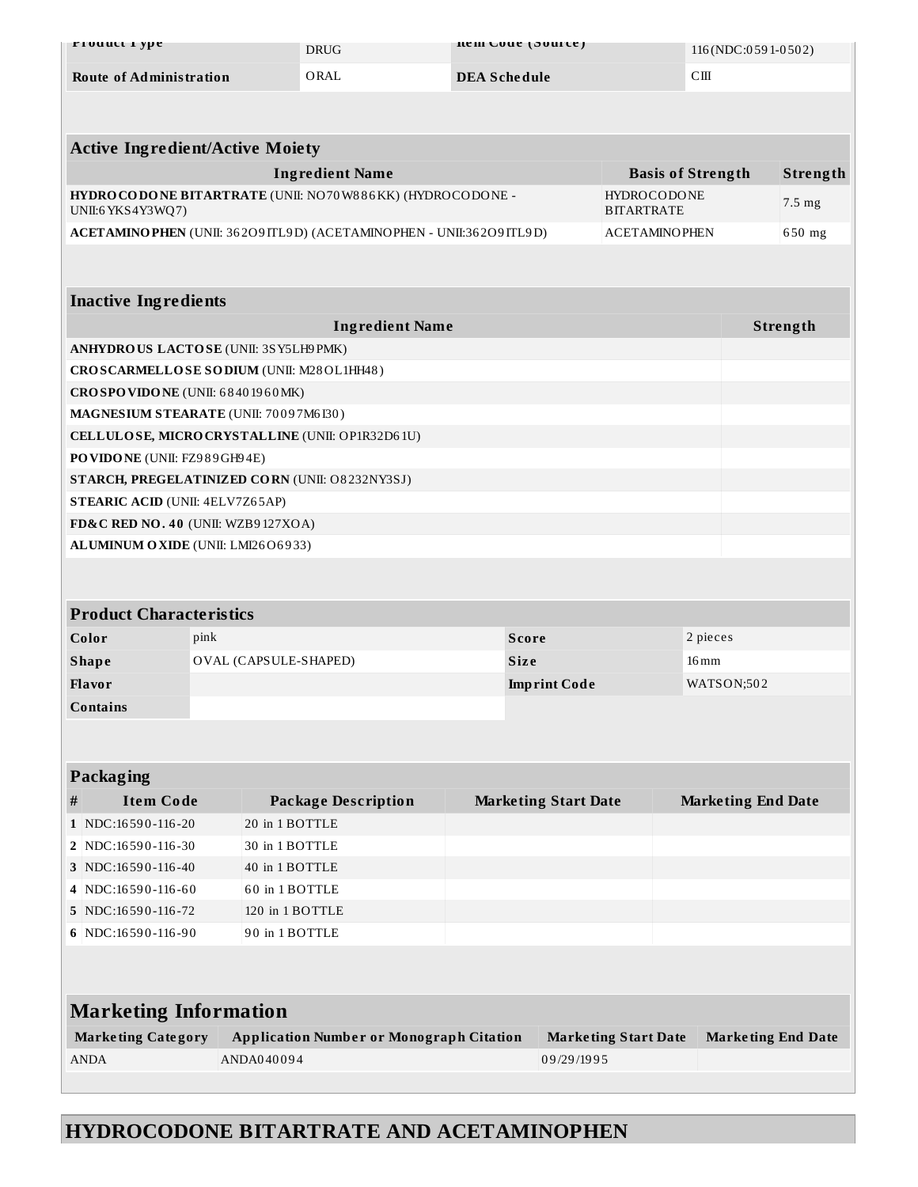| Product Type | DRUG | Item Code (Source) | 116(NDC:0591-0502) |
| --- | --- | --- | --- |
| Route of Administration | ORAL | DEA Schedule | CIII |

| Active Ingredient/Active Moiety | | |
| --- | --- | --- |
| **Ingredient Name** | **Basis of Strength** | **Strength** |
| **HYDROCODONE BITARTRATE** (UNII: NO70W886KK) (HYDROCODONE - UNII:6YKS4Y3WQ7) | HYDROCODONE BITARTRATE | 7.5 mg |
| **ACETAMINOPHEN** (UNII: 362O9ITL9D) (ACETAMINOPHEN - UNII:362O9ITL9D) | ACETAMINOPHEN | 650 mg |

| Inactive Ingredients | |
| --- | --- |
| **Ingredient Name** | **Strength** |
| **ANHYDROUS LACTOSE** (UNII: 3SY5LH9PMK) | |
| **CROSCARMELLOSE SODIUM** (UNII: M28OL1HH48) | |
| **CROSPOVIDONE** (UNII: 68401960MK) | |
| **MAGNESIUM STEARATE** (UNII: 70097M6I30) | |
| **CELLULOSE, MICROCRYSTALLINE** (UNII: OP1R32D61U) | |
| **POVIDONE** (UNII: FZ989GH94E) | |
| **STARCH, PREGELATINIZED CORN** (UNII: O8232NY3SJ) | |
| **STEARIC ACID** (UNII: 4ELV7Z65AP) | |
| **FD&C RED NO. 40** (UNII: WZB9127XOA) | |
| **ALUMINUM OXIDE** (UNII: LMI26O6933) | |

| Product Characteristics | | | |
| --- | --- | --- | --- |
| **Color** | pink | **Score** | 2 pieces |
| **Shape** | OVAL (CAPSULE-SHAPED) | **Size** | 16mm |
| **Flavor** | | **Imprint Code** | WATSON;502 |
| **Contains** | | | |

| Packaging | | | | |
| --- | --- | --- | --- | --- |
| **#** | **Item Code** | **Package Description** | **Marketing Start Date** | **Marketing End Date** |
| 1 | NDC:16590-116-20 | 20 in 1 BOTTLE | | |
| 2 | NDC:16590-116-30 | 30 in 1 BOTTLE | | |
| 3 | NDC:16590-116-40 | 40 in 1 BOTTLE | | |
| 4 | NDC:16590-116-60 | 60 in 1 BOTTLE | | |
| 5 | NDC:16590-116-72 | 120 in 1 BOTTLE | | |
| 6 | NDC:16590-116-90 | 90 in 1 BOTTLE | | |

| Marketing Information | | | |
| --- | --- | --- | --- |
| **Marketing Category** | **Application Number or Monograph Citation** | **Marketing Start Date** | **Marketing End Date** |
| ANDA | ANDA040094 | 09/29/1995 | |

# HYDROCODONE BITARTRATE AND ACETAMINOPHEN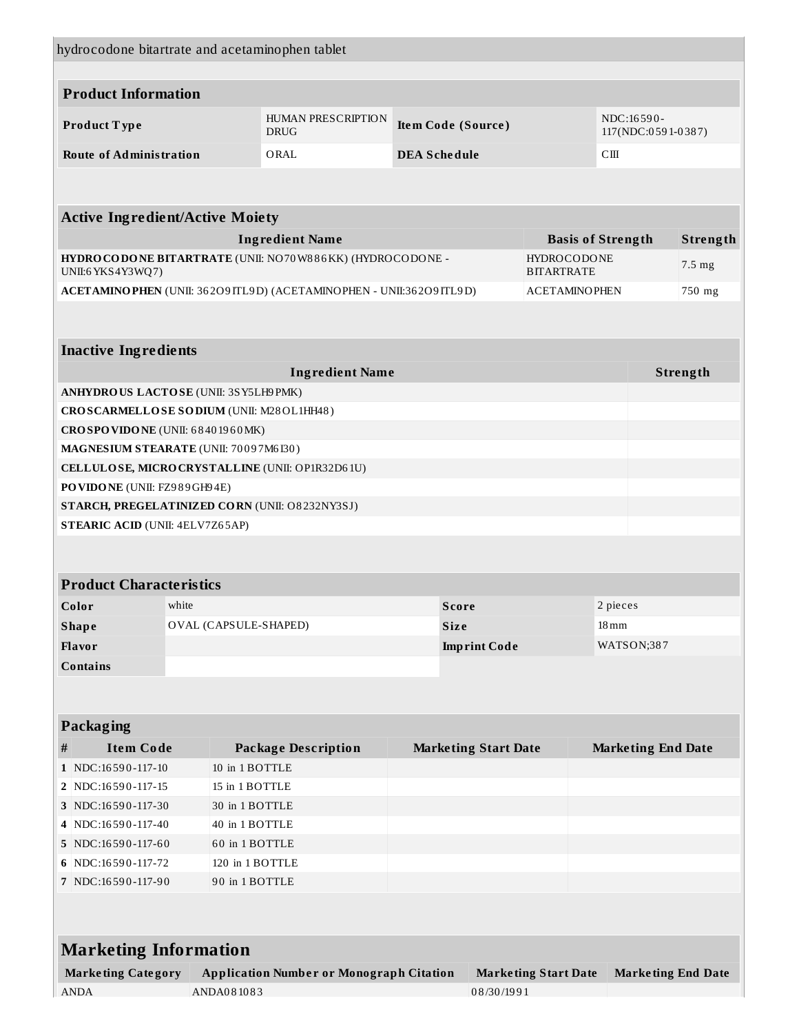hydrocodone bitartrate and acetaminophen tablet

## Product Information

| | | | |
|---|---|---|---|
| **Product Type** | HUMAN PRESCRIPTION DRUG | **Item Code (Source)** | NDC:16590-117(NDC:0591-0387) |
| **Route of Administration** | ORAL | **DEA Schedule** | CIII |

## Active Ingredient/Active Moiety

| Ingredient Name | Basis of Strength | Strength |
|---|---|---|
| **HYDROCODONE BITARTRATE** (UNII: NO70W886KK) (HYDROCODONE - UNII:6YKS4Y3WQ7) | HYDROCODONE BITARTRATE | 7.5 mg |
| **ACETAMINOPHEN** (UNII: 362O9ITL9D) (ACETAMINOPHEN - UNII:362O9ITL9D) | ACETAMINOPHEN | 750 mg |

## Inactive Ingredients

| Ingredient Name | Strength |
|---|---|
| **ANHYDROUS LACTOSE** (UNII: 3SY5LH9PMK) | |
| **CROSCARMELLOSE SODIUM** (UNII: M28OL1HH48) | |
| **CROSPOVIDONE** (UNII: 68401960MK) | |
| **MAGNESIUM STEARATE** (UNII: 70097M6I30) | |
| **CELLULOSE, MICROCRYSTALLINE** (UNII: OP1R32D61U) | |
| **POVIDONE** (UNII: FZ989GH94E) | |
| **STARCH, PREGELATINIZED CORN** (UNII: O8232NY3SJ) | |
| **STEARIC ACID** (UNII: 4ELV7Z65AP) | |

## Product Characteristics

| | | | |
|---|---|---|---|
| **Color** | white | **Score** | 2 pieces |
| **Shape** | OVAL (CAPSULE-SHAPED) | **Size** | 18mm |
| **Flavor** | | **Imprint Code** | WATSON;387 |
| **Contains** | | | |

## Packaging

| # | Item Code | Package Description | Marketing Start Date | Marketing End Date |
|---|---|---|---|---|
| 1 | NDC:16590-117-10 | 10 in 1 BOTTLE | | |
| 2 | NDC:16590-117-15 | 15 in 1 BOTTLE | | |
| 3 | NDC:16590-117-30 | 30 in 1 BOTTLE | | |
| 4 | NDC:16590-117-40 | 40 in 1 BOTTLE | | |
| 5 | NDC:16590-117-60 | 60 in 1 BOTTLE | | |
| 6 | NDC:16590-117-72 | 120 in 1 BOTTLE | | |
| 7 | NDC:16590-117-90 | 90 in 1 BOTTLE | | |

## Marketing Information

| Marketing Category | Application Number or Monograph Citation | Marketing Start Date | Marketing End Date |
|---|---|---|---|
| ANDA | ANDA081083 | 08/30/1991 | |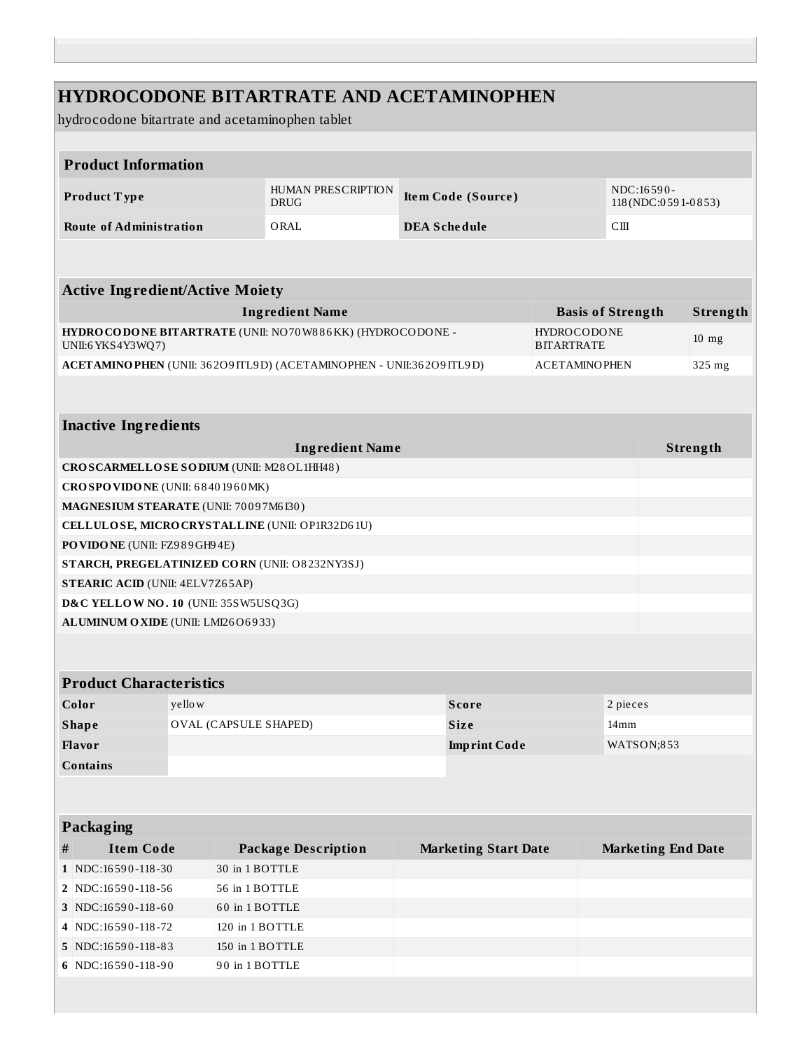# HYDROCODONE BITARTRATE AND ACETAMINOPHEN

hydrocodone bitartrate and acetaminophen tablet

| Product Information | | | |
|---|---|---|---|
| **Product Type** | HUMAN PRESCRIPTION DRUG | **Item Code (Source)** | NDC:16590-118(NDC:0591-0853) |
| **Route of Administration** | ORAL | **DEA Schedule** | CIII |

| Active Ingredient/Active Moiety | | |
|---|---|---|
| **Ingredient Name** | **Basis of Strength** | **Strength** |
| **HYDROCODONE BITARTRATE** (UNII: NO70W886KK) (HYDROCODONE - UNII:6YKS4Y3WQ7) | HYDROCODONE BITARTRATE | 10 mg |
| **ACETAMINOPHEN** (UNII: 362O9ITL9D) (ACETAMINOPHEN - UNII:362O9ITL9D) | ACETAMINOPHEN | 325 mg |

| Inactive Ingredients | |
|---|---|
| **Ingredient Name** | **Strength** |
| **CROSCARMELLOSE SODIUM** (UNII: M28OL1HH48) | |
| **CROSPOVIDONE** (UNII: 68401960MK) | |
| **MAGNESIUM STEARATE** (UNII: 70097M6I30) | |
| **CELLULOSE, MICROCRYSTALLINE** (UNII: OP1R32D61U) | |
| **POVIDONE** (UNII: FZ989GH94E) | |
| **STARCH, PREGELATINIZED CORN** (UNII: O8232NY3SJ) | |
| **STEARIC ACID** (UNII: 4ELV7Z65AP) | |
| **D&C YELLOW NO. 10** (UNII: 35SW5USQ3G) | |
| **ALUMINUM OXIDE** (UNII: LMI26O6933) | |

| Product Characteristics | | | |
|---|---|---|---|
| **Color** | yellow | **Score** | 2 pieces |
| **Shape** | OVAL (CAPSULE SHAPED) | **Size** | 14mm |
| **Flavor** | | **Imprint Code** | WATSON;853 |
| **Contains** | | | |

| Packaging | | | | |
|---|---|---|---|---|
| **#** | **Item Code** | **Package Description** | **Marketing Start Date** | **Marketing End Date** |
| **1** | NDC:16590-118-30 | 30 in 1 BOTTLE | | |
| **2** | NDC:16590-118-56 | 56 in 1 BOTTLE | | |
| **3** | NDC:16590-118-60 | 60 in 1 BOTTLE | | |
| **4** | NDC:16590-118-72 | 120 in 1 BOTTLE | | |
| **5** | NDC:16590-118-83 | 150 in 1 BOTTLE | | |
| **6** | NDC:16590-118-90 | 90 in 1 BOTTLE | | |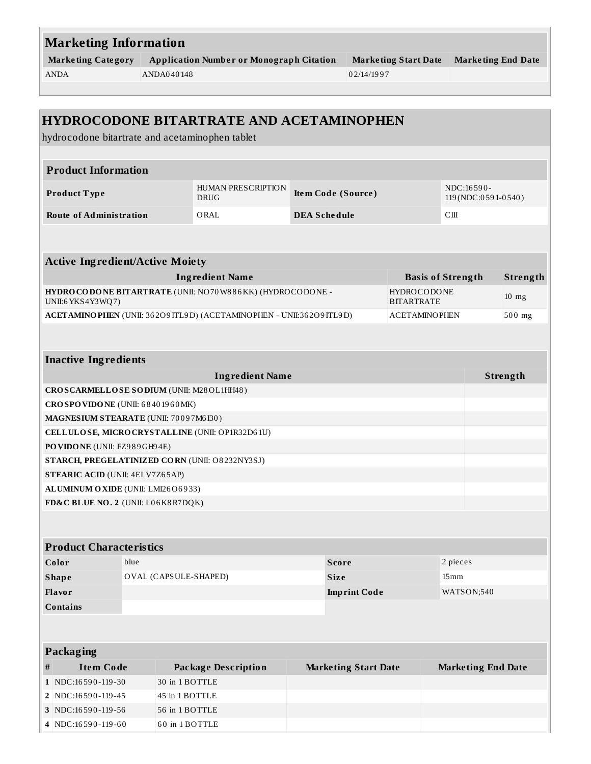## Marketing Information

| Marketing Category | Application Number or Monograph Citation | Marketing Start Date | Marketing End Date |
|---|---|---|---|
| ANDA | ANDA040148 | 02/14/1997 | |

## HYDROCODONE BITARTRATE AND ACETAMINOPHEN

hydrocodone bitartrate and acetaminophen tablet

### Product Information

| | | | |
|---|---|---|---|
| Product Type | HUMAN PRESCRIPTION DRUG | Item Code (Source) | NDC:16590-119(NDC:0591-0540) |
| Route of Administration | ORAL | DEA Schedule | CIII |

### Active Ingredient/Active Moiety

| Ingredient Name | Basis of Strength | Strength |
|---|---|---|
| **HYDROCODONE BITARTRATE** (UNII: NO70W886KK) (HYDROCODONE - UNII:6YKS4Y3WQ7) | HYDROCODONE BITARTRATE | 10 mg |
| **ACETAMINOPHEN** (UNII: 362O9ITL9D) (ACETAMINOPHEN - UNII:362O9ITL9D) | ACETAMINOPHEN | 500 mg |

### Inactive Ingredients

| Ingredient Name | Strength |
|---|---|
| **CROSCARMELLOSE SODIUM** (UNII: M28OL1HH48) | |
| **CROSPOVIDONE** (UNII: 68401960MK) | |
| **MAGNESIUM STEARATE** (UNII: 70097M6I30) | |
| **CELLULOSE, MICROCRYSTALLINE** (UNII: OP1R32D61U) | |
| **POVIDONE** (UNII: FZ989GH94E) | |
| **STARCH, PREGELATINIZED CORN** (UNII: O8232NY3SJ) | |
| **STEARIC ACID** (UNII: 4ELV7Z65AP) | |
| **ALUMINUM OXIDE** (UNII: LMI26O6933) | |
| **FD&C BLUE NO. 2** (UNII: L06K8R7DQK) | |

### Product Characteristics

| | | | |
|---|---|---|---|
| Color | blue | Score | 2 pieces |
| Shape | OVAL (CAPSULE-SHAPED) | Size | 15mm |
| Flavor | | Imprint Code | WATSON;540 |
| Contains | | | |

### Packaging

| # | Item Code | Package Description | Marketing Start Date | Marketing End Date |
|---|---|---|---|---|
| 1 | NDC:16590-119-30 | 30 in 1 BOTTLE | | |
| 2 | NDC:16590-119-45 | 45 in 1 BOTTLE | | |
| 3 | NDC:16590-119-56 | 56 in 1 BOTTLE | | |
| 4 | NDC:16590-119-60 | 60 in 1 BOTTLE | | |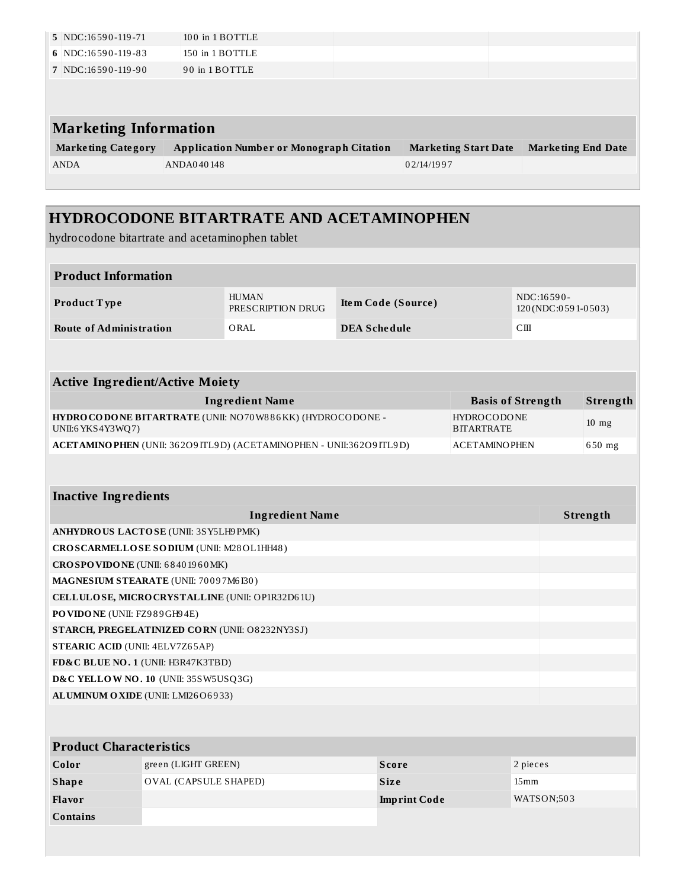| 5 | NDC:16590-119-71 | 100 in 1 BOTTLE | | |
|---|---|---|---|---|
| 6 | NDC:16590-119-83 | 150 in 1 BOTTLE | | |
| 7 | NDC:16590-119-90 | 90 in 1 BOTTLE | | |

## Marketing Information

| Marketing Category | Application Number or Monograph Citation | Marketing Start Date | Marketing End Date |
|---|---|---|---|
| ANDA | ANDA040148 | 02/14/1997 | |

# HYDROCODONE BITARTRATE AND ACETAMINOPHEN

hydrocodone bitartrate and acetaminophen tablet

## Product Information

| Product Type | HUMAN PRESCRIPTION DRUG | Item Code (Source) | NDC:16590-120(NDC:0591-0503) |
|---|---|---|---|
| Route of Administration | ORAL | DEA Schedule | CIII |

## Active Ingredient/Active Moiety

| Ingredient Name | Basis of Strength | Strength |
|---|---|---|
| **HYDROCODONE BITARTRATE** (UNII: NO70W886KK) (HYDROCODONE - UNII:6YKS4Y3WQ7) | HYDROCODONE BITARTRATE | 10 mg |
| **ACETAMINOPHEN** (UNII: 362O9ITL9D) (ACETAMINOPHEN - UNII:362O9ITL9D) | ACETAMINOPHEN | 650 mg |

## Inactive Ingredients

| Ingredient Name | Strength |
|---|---|
| **ANHYDROUS LACTOSE** (UNII: 3SY5LH9PMK) | |
| **CROSCARMELLOSE SODIUM** (UNII: M28OL1HH48) | |
| **CROSPOVIDONE** (UNII: 68401960MK) | |
| **MAGNESIUM STEARATE** (UNII: 70097M6I30) | |
| **CELLULOSE, MICROCRYSTALLINE** (UNII: OP1R32D61U) | |
| **POVIDONE** (UNII: FZ989GH94E) | |
| **STARCH, PREGELATINIZED CORN** (UNII: O8232NY3SJ) | |
| **STEARIC ACID** (UNII: 4ELV7Z65AP) | |
| **FD&C BLUE NO. 1** (UNII: H3R47K3TBD) | |
| **D&C YELLOW NO. 10** (UNII: 35SW5USQ3G) | |
| **ALUMINUM OXIDE** (UNII: LMI26O6933) | |

## Product Characteristics

| Color | green (LIGHT GREEN) | Score | 2 pieces |
|---|---|---|---|
| Shape | OVAL (CAPSULE SHAPED) | Size | 15mm |
| Flavor | | Imprint Code | WATSON;503 |
| Contains | | | |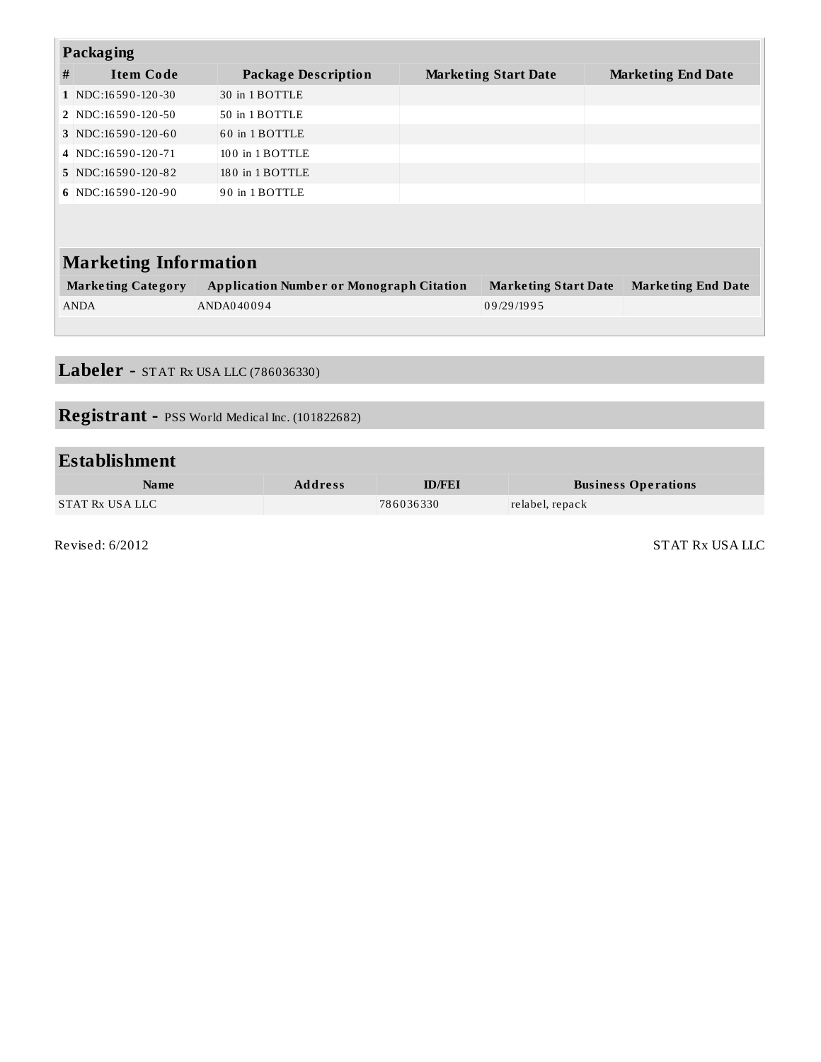### Packaging

| # | Item Code | Package Description | Marketing Start Date | Marketing End Date |
|---|---|---|---|---|
| 1 | NDC:16590-120-30 | 30 in 1 BOTTLE | | |
| 2 | NDC:16590-120-50 | 50 in 1 BOTTLE | | |
| 3 | NDC:16590-120-60 | 60 in 1 BOTTLE | | |
| 4 | NDC:16590-120-71 | 100 in 1 BOTTLE | | |
| 5 | NDC:16590-120-82 | 180 in 1 BOTTLE | | |
| 6 | NDC:16590-120-90 | 90 in 1 BOTTLE | | |

### Marketing Information

| Marketing Category | Application Number or Monograph Citation | Marketing Start Date | Marketing End Date |
|---|---|---|---|
| ANDA | ANDA040094 | 09/29/1995 | |

## Labeler - STAT Rx USA LLC (786036330)

## Registrant - PSS World Medical Inc. (101822682)

## Establishment

| Name | Address | ID/FEI | Business Operations |
|---|---|---|---|
| STAT Rx USA LLC | | 786036330 | relabel, repack |

Revised: 6/2012

STAT Rx USA LLC